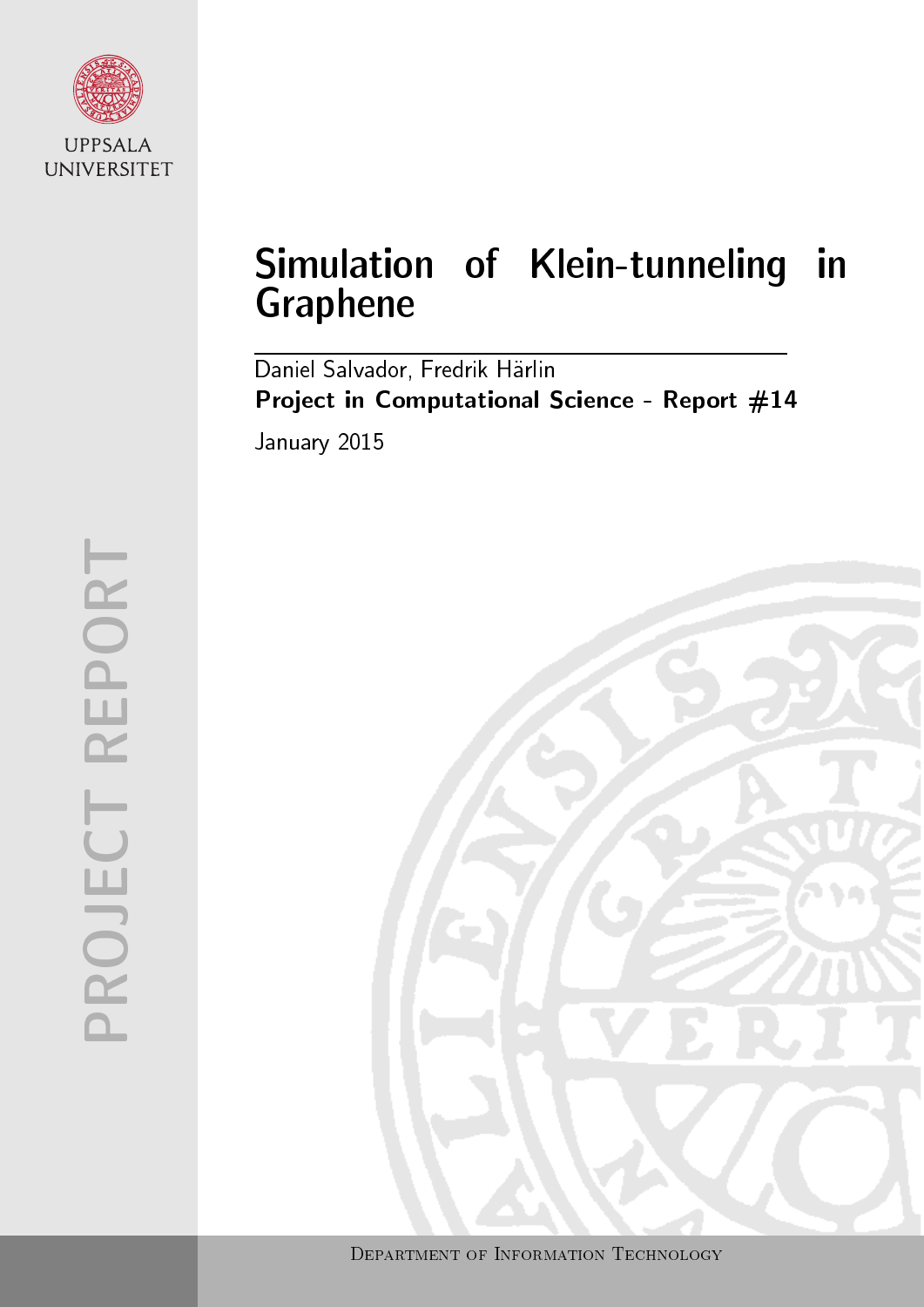UPPSALA UNIVERSITET

PROJECT REPORT

# Simulation of Klein-tunneling in Graphene

Daniel Salvador, Fredrik Härlin

**Project in Computational Science - Report #14**

January 2015

Department of Information Technology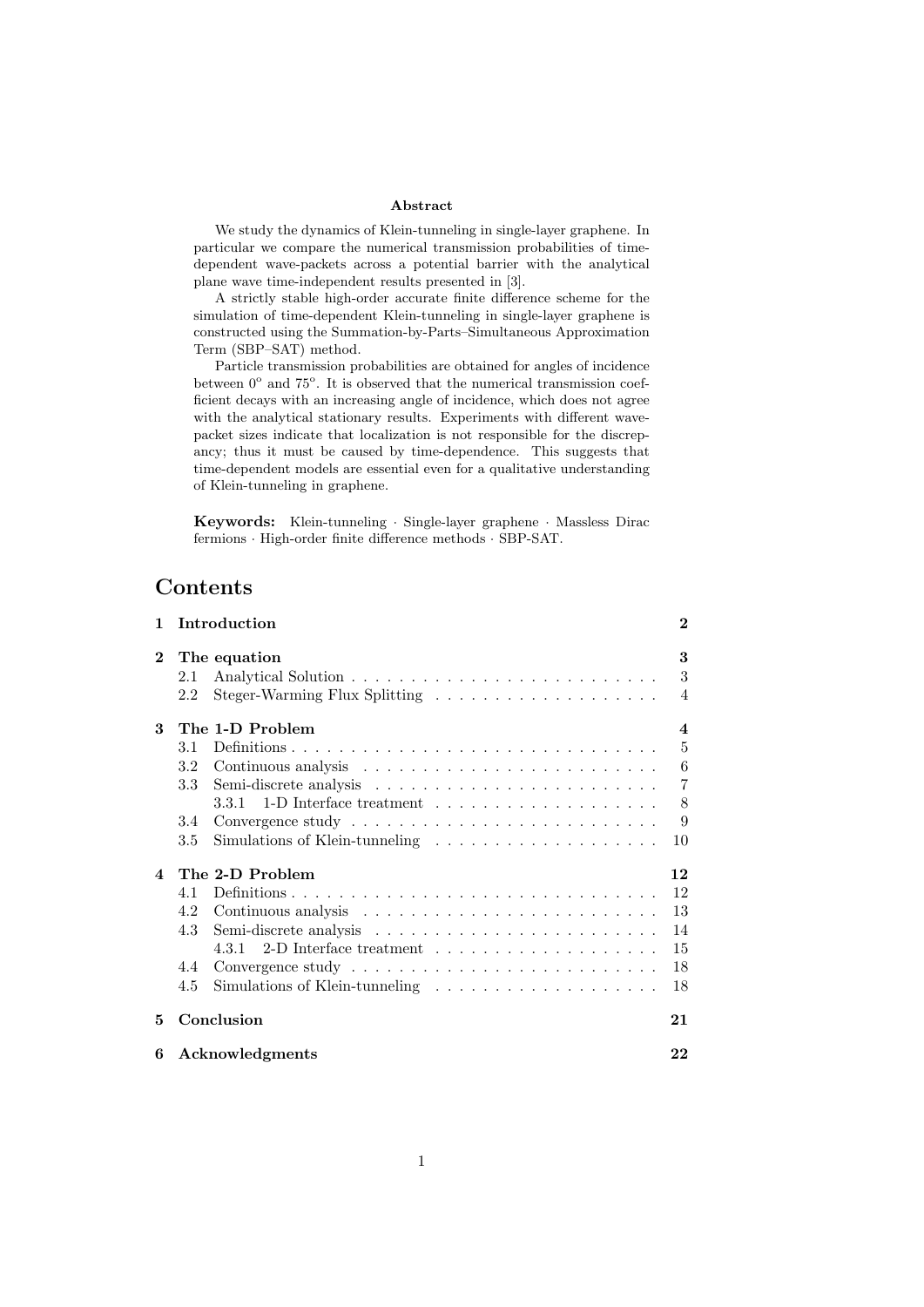**Abstract**

We study the dynamics of Klein-tunneling in single-layer graphene. In particular we compare the numerical transmission probabilities of time-dependent wave-packets across a potential barrier with the analytical plane wave time-independent results presented in [3].

A strictly stable high-order accurate finite difference scheme for the simulation of time-dependent Klein-tunneling in single-layer graphene is constructed using the Summation-by-Parts–Simultaneous Approximation Term (SBP–SAT) method.

Particle transmission probabilities are obtained for angles of incidence between $0^o$ and $75^o$. It is observed that the numerical transmission coefficient decays with an increasing angle of incidence, which does not agree with the analytical stationary results. Experiments with different wave-packet sizes indicate that localization is not responsible for the discrepancy; thus it must be caused by time-dependence. This suggests that time-dependent models are essential even for a qualitative understanding of Klein-tunneling in graphene.

**Keywords:** Klein-tunneling · Single-layer graphene · Massless Dirac fermions · High-order finite difference methods · SBP-SAT.

# Contents

- **1 Introduction** — 2
- **2 The equation** — 3
  - 2.1 Analytical Solution — 3
  - 2.2 Steger-Warming Flux Splitting — 4
- **3 The 1-D Problem** — 4
  - 3.1 Definitions — 5
  - 3.2 Continuous analysis — 6
  - 3.3 Semi-discrete analysis — 7
    - 3.3.1 1-D Interface treatment — 8
  - 3.4 Convergence study — 9
  - 3.5 Simulations of Klein-tunneling — 10
- **4 The 2-D Problem** — 12
  - 4.1 Definitions — 12
  - 4.2 Continuous analysis — 13
  - 4.3 Semi-discrete analysis — 14
    - 4.3.1 2-D Interface treatment — 15
  - 4.4 Convergence study — 18
  - 4.5 Simulations of Klein-tunneling — 18
- **5 Conclusion** — 21
- **6 Acknowledgments** — 22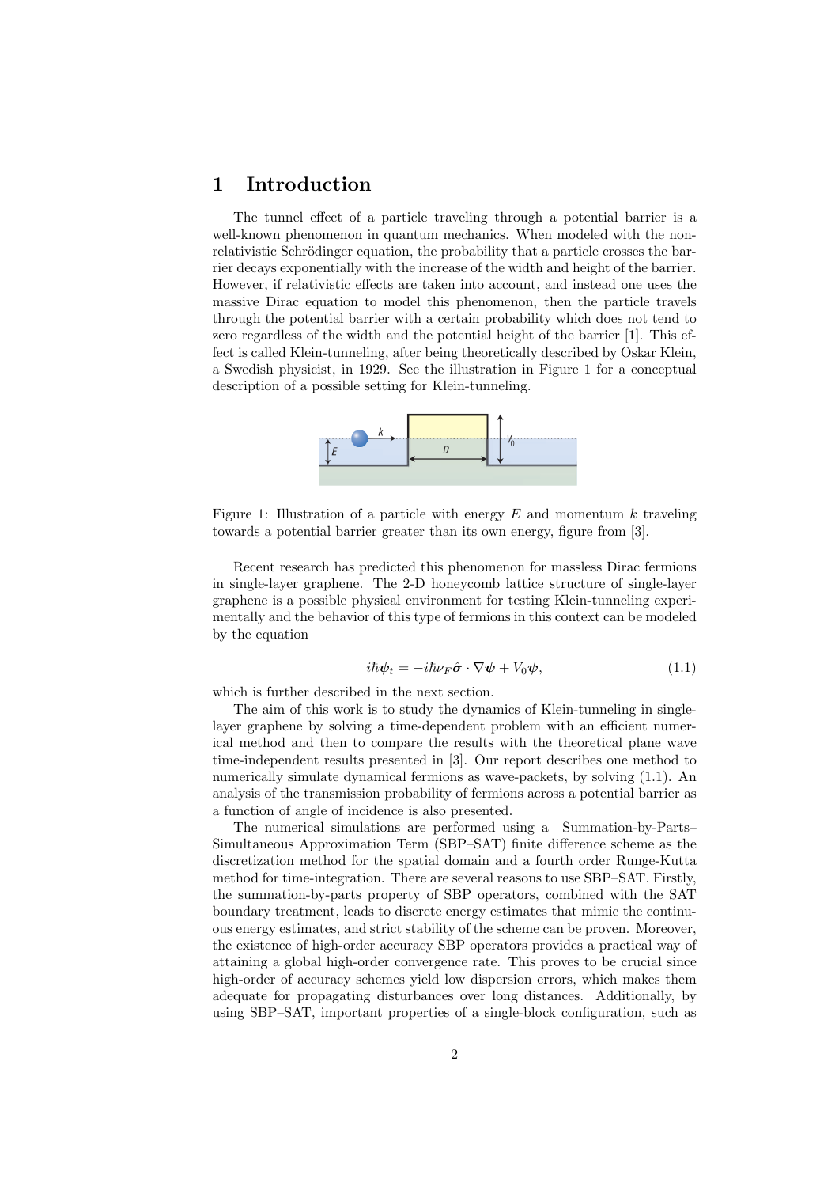# 1 Introduction

The tunnel effect of a particle traveling through a potential barrier is a well-known phenomenon in quantum mechanics. When modeled with the non-relativistic Schrödinger equation, the probability that a particle crosses the barrier decays exponentially with the increase of the width and height of the barrier. However, if relativistic effects are taken into account, and instead one uses the massive Dirac equation to model this phenomenon, then the particle travels through the potential barrier with a certain probability which does not tend to zero regardless of the width and the potential height of the barrier [1]. This effect is called Klein-tunneling, after being theoretically described by Oskar Klein, a Swedish physicist, in 1929. See the illustration in Figure 1 for a conceptual description of a possible setting for Klein-tunneling.

Figure 1: Illustration of a particle with energy $E$ and momentum $k$ traveling towards a potential barrier greater than its own energy, figure from [3].

Recent research has predicted this phenomenon for massless Dirac fermions in single-layer graphene. The 2-D honeycomb lattice structure of single-layer graphene is a possible physical environment for testing Klein-tunneling experimentally and the behavior of this type of fermions in this context can be modeled by the equation

$$i\hbar\boldsymbol{\psi}_t = -i\hbar\nu_F\hat{\boldsymbol{\sigma}}\cdot\nabla\boldsymbol{\psi} + V_0\boldsymbol{\psi}, \tag{1.1}$$

which is further described in the next section.

The aim of this work is to study the dynamics of Klein-tunneling in single-layer graphene by solving a time-dependent problem with an efficient numerical method and then to compare the results with the theoretical plane wave time-independent results presented in [3]. Our report describes one method to numerically simulate dynamical fermions as wave-packets, by solving (1.1). An analysis of the transmission probability of fermions across a potential barrier as a function of angle of incidence is also presented.

The numerical simulations are performed using a Summation-by-Parts–Simultaneous Approximation Term (SBP–SAT) finite difference scheme as the discretization method for the spatial domain and a fourth order Runge-Kutta method for time-integration. There are several reasons to use SBP–SAT. Firstly, the summation-by-parts property of SBP operators, combined with the SAT boundary treatment, leads to discrete energy estimates that mimic the continuous energy estimates, and strict stability of the scheme can be proven. Moreover, the existence of high-order accuracy SBP operators provides a practical way of attaining a global high-order convergence rate. This proves to be crucial since high-order of accuracy schemes yield low dispersion errors, which makes them adequate for propagating disturbances over long distances. Additionally, by using SBP–SAT, important properties of a single-block configuration, such as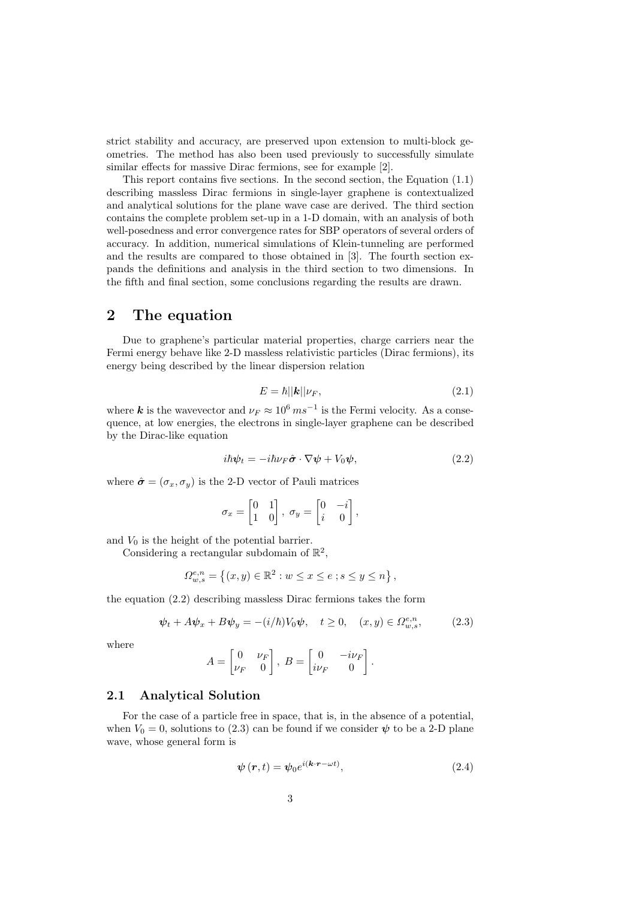strict stability and accuracy, are preserved upon extension to multi-block geometries. The method has also been used previously to successfully simulate similar effects for massive Dirac fermions, see for example [2].

This report contains five sections. In the second section, the Equation (1.1) describing massless Dirac fermions in single-layer graphene is contextualized and analytical solutions for the plane wave case are derived. The third section contains the complete problem set-up in a 1-D domain, with an analysis of both well-posedness and error convergence rates for SBP operators of several orders of accuracy. In addition, numerical simulations of Klein-tunneling are performed and the results are compared to those obtained in [3]. The fourth section expands the definitions and analysis in the third section to two dimensions. In the fifth and final section, some conclusions regarding the results are drawn.

## 2 The equation

Due to graphene's particular material properties, charge carriers near the Fermi energy behave like 2-D massless relativistic particles (Dirac fermions), its energy being described by the linear dispersion relation

$$E = \hbar ||\boldsymbol{k}|| \nu_F, \tag{2.1}$$

where $\boldsymbol{k}$ is the wavevector and $\nu_F \approx 10^6 \, ms^{-1}$ is the Fermi velocity. As a consequence, at low energies, the electrons in single-layer graphene can be described by the Dirac-like equation

$$i\hbar \boldsymbol{\psi}_t = -i\hbar \nu_F \hat{\boldsymbol{\sigma}} \cdot \nabla \boldsymbol{\psi} + V_0 \boldsymbol{\psi}, \tag{2.2}$$

where $\hat{\boldsymbol{\sigma}} = (\sigma_x, \sigma_y)$ is the 2-D vector of Pauli matrices

$$\sigma_x = \begin{bmatrix} 0 & 1 \\ 1 & 0 \end{bmatrix}, \ \sigma_y = \begin{bmatrix} 0 & -i \\ i & 0 \end{bmatrix},$$

and $V_0$ is the height of the potential barrier.

Considering a rectangular subdomain of $\mathbb{R}^2$,

$$\Omega_{w,s}^{e,n} = \left\{ (x,y) \in \mathbb{R}^2 : w \leq x \leq e \, ; s \leq y \leq n \right\},$$

the equation (2.2) describing massless Dirac fermions takes the form

$$\boldsymbol{\psi}_t + A\boldsymbol{\psi}_x + B\boldsymbol{\psi}_y = -(i/\hbar) V_0 \boldsymbol{\psi}, \quad t \geq 0, \quad (x,y) \in \Omega_{w,s}^{e,n}, \tag{2.3}$$

where

$$A = \begin{bmatrix} 0 & \nu_F \\ \nu_F & 0 \end{bmatrix}, \ B = \begin{bmatrix} 0 & -i\nu_F \\ i\nu_F & 0 \end{bmatrix}.$$

### 2.1 Analytical Solution

For the case of a particle free in space, that is, in the absence of a potential, when $V_0 = 0$, solutions to (2.3) can be found if we consider $\boldsymbol{\psi}$ to be a 2-D plane wave, whose general form is

$$\boldsymbol{\psi}(\boldsymbol{r}, t) = \boldsymbol{\psi}_0 e^{i(\boldsymbol{k} \cdot \boldsymbol{r} - \omega t)}, \tag{2.4}$$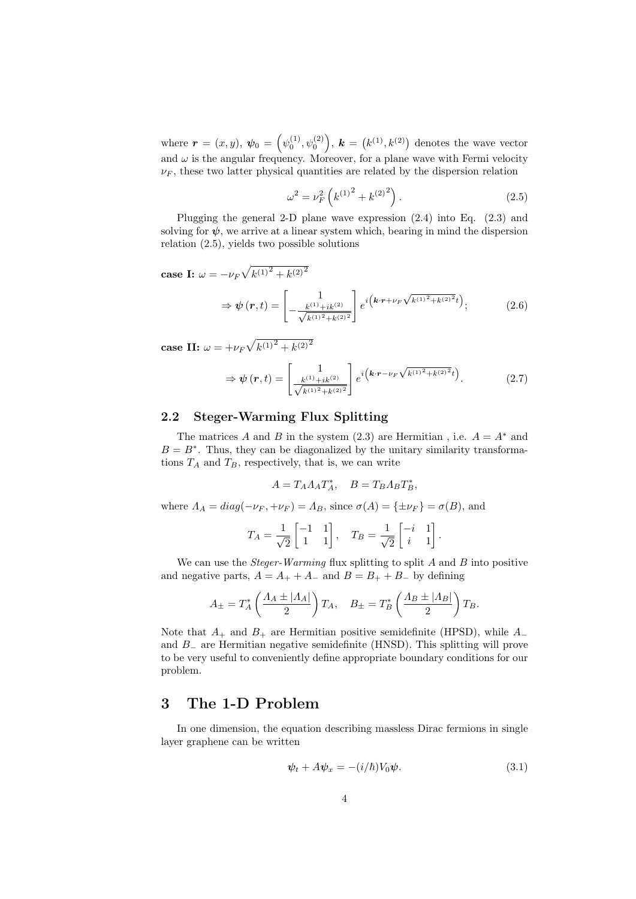where $\boldsymbol{r} = (x, y)$, $\boldsymbol{\psi}_0 = \left(\psi_0^{(1)}, \psi_0^{(2)}\right)$, $\boldsymbol{k} = \left(k^{(1)}, k^{(2)}\right)$ denotes the wave vector and $\omega$ is the angular frequency. Moreover, for a plane wave with Fermi velocity $\nu_F$, these two latter physical quantities are related by the dispersion relation

$$\omega^2 = \nu_F^2 \left({k^{(1)}}^2 + {k^{(2)}}^2\right). \tag{2.5}$$

Plugging the general 2-D plane wave expression (2.4) into Eq. (2.3) and solving for $\boldsymbol{\psi}$, we arrive at a linear system which, bearing in mind the dispersion relation (2.5), yields two possible solutions

**case I:** $\omega = -\nu_F \sqrt{{k^{(1)}}^2 + {k^{(2)}}^2}$

$$\Rightarrow \boldsymbol{\psi}(\boldsymbol{r}, t) = \begin{bmatrix} 1 \\ -\frac{k^{(1)} + ik^{(2)}}{\sqrt{{k^{(1)}}^2 + {k^{(2)}}^2}} \end{bmatrix} e^{i\left(\boldsymbol{k}\cdot\boldsymbol{r} + \nu_F \sqrt{{k^{(1)}}^2 + {k^{(2)}}^2}\, t\right)}; \tag{2.6}$$

**case II:** $\omega = +\nu_F \sqrt{{k^{(1)}}^2 + {k^{(2)}}^2}$

$$\Rightarrow \boldsymbol{\psi}(\boldsymbol{r}, t) = \begin{bmatrix} 1 \\ \frac{k^{(1)} + ik^{(2)}}{\sqrt{{k^{(1)}}^2 + {k^{(2)}}^2}} \end{bmatrix} e^{i\left(\boldsymbol{k}\cdot\boldsymbol{r} - \nu_F \sqrt{{k^{(1)}}^2 + {k^{(2)}}^2}\, t\right)}. \tag{2.7}$$

### 2.2 Steger-Warming Flux Splitting

The matrices $A$ and $B$ in the system (2.3) are Hermitian , i.e. $A = A^*$ and $B = B^*$. Thus, they can be diagonalized by the unitary similarity transformations $T_A$ and $T_B$, respectively, that is, we can write

$$A = T_A \Lambda_A T_A^*, \quad B = T_B \Lambda_B T_B^*,$$

where $\Lambda_A = diag(-\nu_F, +\nu_F) = \Lambda_B$, since $\sigma(A) = \{\pm\nu_F\} = \sigma(B)$, and

$$T_A = \frac{1}{\sqrt{2}} \begin{bmatrix} -1 & 1 \\ 1 & 1 \end{bmatrix}, \quad T_B = \frac{1}{\sqrt{2}} \begin{bmatrix} -i & 1 \\ i & 1 \end{bmatrix}.$$

We can use the *Steger-Warming* flux splitting to split $A$ and $B$ into positive and negative parts, $A = A_+ + A_-$ and $B = B_+ + B_-$ by defining

$$A_\pm = T_A^* \left(\frac{\Lambda_A \pm |\Lambda_A|}{2}\right) T_A, \quad B_\pm = T_B^* \left(\frac{\Lambda_B \pm |\Lambda_B|}{2}\right) T_B.$$

Note that $A_+$ and $B_+$ are Hermitian positive semidefinite (HPSD), while $A_-$ and $B_-$ are Hermitian negative semidefinite (HNSD). This splitting will prove to be very useful to conveniently define appropriate boundary conditions for our problem.

# 3 The 1-D Problem

In one dimension, the equation describing massless Dirac fermions in single layer graphene can be written

$$\boldsymbol{\psi}_t + A\boldsymbol{\psi}_x = -(i/\hbar)V_0\boldsymbol{\psi}. \tag{3.1}$$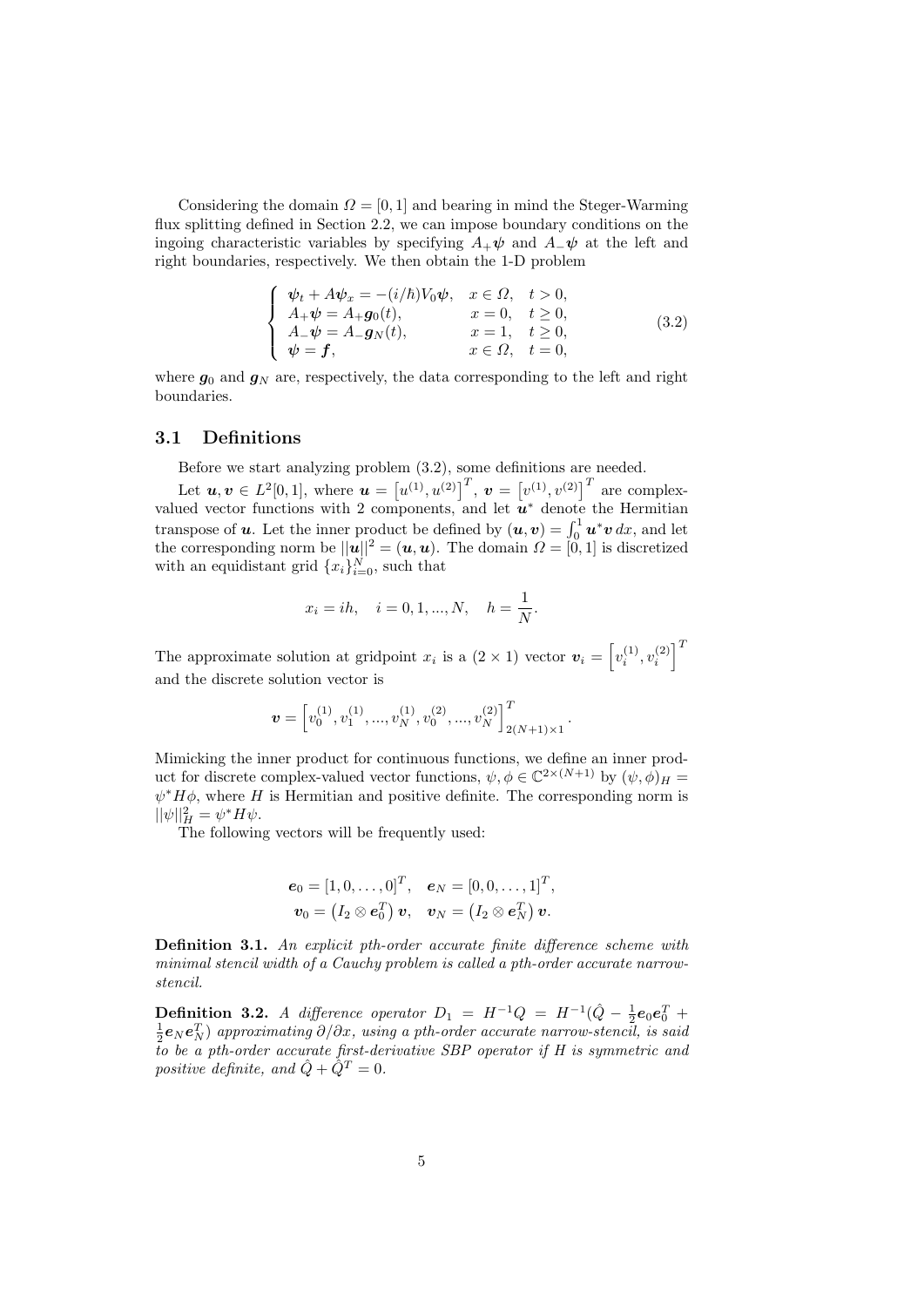Considering the domain $\Omega = [0, 1]$ and bearing in mind the Steger-Warming flux splitting defined in Section 2.2, we can impose boundary conditions on the ingoing characteristic variables by specifying $A_+\boldsymbol{\psi}$ and $A_-\boldsymbol{\psi}$ at the left and right boundaries, respectively. We then obtain the 1-D problem

$$
\left\{
\begin{array}{lll}
\boldsymbol{\psi}_t + A\boldsymbol{\psi}_x = -(i/\hbar)V_0\boldsymbol{\psi}, & x \in \Omega, & t > 0, \\
A_+\boldsymbol{\psi} = A_+\boldsymbol{g}_0(t), & x = 0, & t \geq 0, \\
A_-\boldsymbol{\psi} = A_-\boldsymbol{g}_N(t), & x = 1, & t \geq 0, \\
\boldsymbol{\psi} = \boldsymbol{f}, & x \in \Omega, & t = 0,
\end{array}
\right.
\tag{3.2}
$$

where $\boldsymbol{g}_0$ and $\boldsymbol{g}_N$ are, respectively, the data corresponding to the left and right boundaries.

## 3.1 Definitions

Before we start analyzing problem (3.2), some definitions are needed.

Let $\boldsymbol{u}, \boldsymbol{v} \in L^2[0, 1]$, where $\boldsymbol{u} = \left[u^{(1)}, u^{(2)}\right]^T$, $\boldsymbol{v} = \left[v^{(1)}, v^{(2)}\right]^T$ are complex-valued vector functions with 2 components, and let $\boldsymbol{u}^*$ denote the Hermitian transpose of $\boldsymbol{u}$. Let the inner product be defined by $(\boldsymbol{u}, \boldsymbol{v}) = \int_0^1 \boldsymbol{u}^*\boldsymbol{v}\, dx$, and let the corresponding norm be $||\boldsymbol{u}||^2 = (\boldsymbol{u}, \boldsymbol{u})$. The domain $\Omega = [0, 1]$ is discretized with an equidistant grid $\{x_i\}_{i=0}^N$, such that

$$
x_i = ih, \quad i = 0, 1, ..., N, \quad h = \frac{1}{N}.
$$

The approximate solution at gridpoint $x_i$ is a $(2 \times 1)$ vector $\boldsymbol{v}_i = \left[v_i^{(1)}, v_i^{(2)}\right]^T$ and the discrete solution vector is

$$
\boldsymbol{v} = \left[v_0^{(1)}, v_1^{(1)}, ..., v_N^{(1)}, v_0^{(2)}, ..., v_N^{(2)}\right]^T_{2(N+1)\times 1}.
$$

Mimicking the inner product for continuous functions, we define an inner product for discrete complex-valued vector functions, $\psi, \phi \in \mathbb{C}^{2\times(N+1)}$ by $(\psi, \phi)_H = \psi^* H \phi$, where $H$ is Hermitian and positive definite. The corresponding norm is $||\psi||_H^2 = \psi^* H \psi$.

The following vectors will be frequently used:

$$
\boldsymbol{e}_0 = [1, 0, \ldots, 0]^T, \quad \boldsymbol{e}_N = [0, 0, \ldots, 1]^T,
$$
$$
\boldsymbol{v}_0 = \left(I_2 \otimes \boldsymbol{e}_0^T\right)\boldsymbol{v}, \quad \boldsymbol{v}_N = \left(I_2 \otimes \boldsymbol{e}_N^T\right)\boldsymbol{v}.
$$

**Definition 3.1.** *An explicit pth-order accurate finite difference scheme with minimal stencil width of a Cauchy problem is called a pth-order accurate narrow-stencil.*

**Definition 3.2.** *A difference operator $D_1 = H^{-1}Q = H^{-1}(\hat{Q} - \frac{1}{2}\boldsymbol{e}_0\boldsymbol{e}_0^T + \frac{1}{2}\boldsymbol{e}_N\boldsymbol{e}_N^T)$ approximating $\partial/\partial x$, using a pth-order accurate narrow-stencil, is said to be a pth-order accurate first-derivative SBP operator if $H$ is symmetric and positive definite, and $\hat{Q} + \hat{Q}^T = 0$.*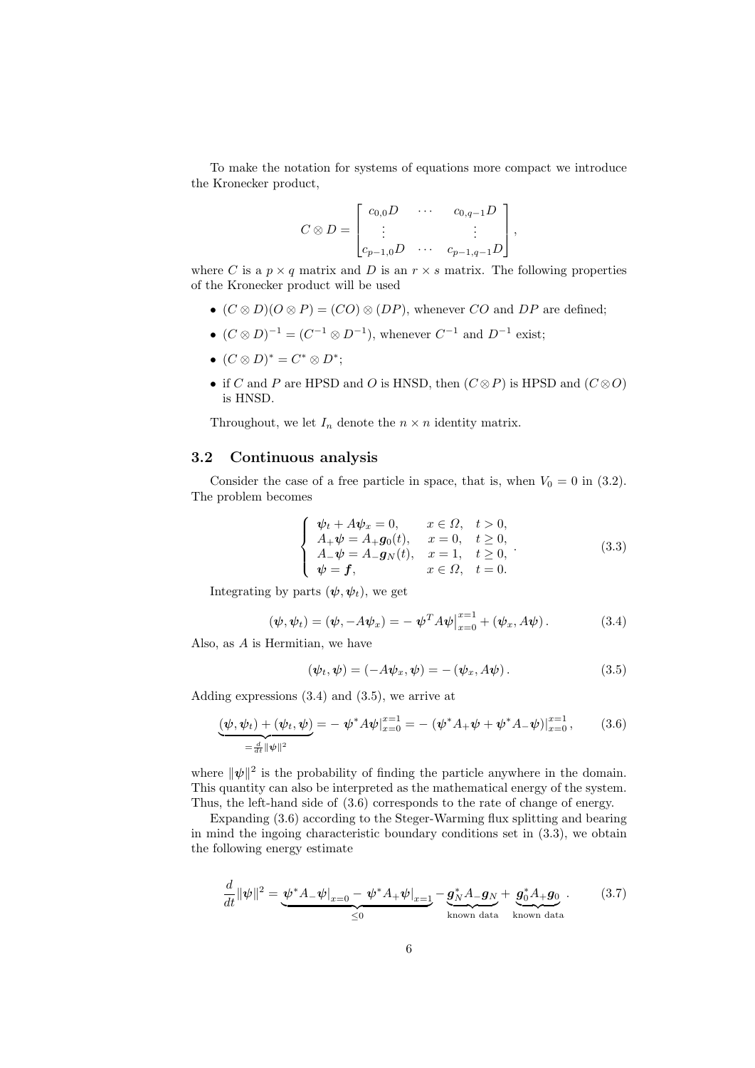To make the notation for systems of equations more compact we introduce the Kronecker product,

$$
C \otimes D = \begin{bmatrix} c_{0,0}D & \cdots & c_{0,q-1}D \\ \vdots & & \vdots \\ c_{p-1,0}D & \cdots & c_{p-1,q-1}D \end{bmatrix},
$$

where $C$ is a $p \times q$ matrix and $D$ is an $r \times s$ matrix. The following properties of the Kronecker product will be used

- $(C \otimes D)(O \otimes P) = (CO) \otimes (DP)$, whenever $CO$ and $DP$ are defined;
- $(C \otimes D)^{-1} = (C^{-1} \otimes D^{-1})$, whenever $C^{-1}$ and $D^{-1}$ exist;
- $(C \otimes D)^* = C^* \otimes D^*$;
- if $C$ and $P$ are HPSD and $O$ is HNSD, then $(C \otimes P)$ is HPSD and $(C \otimes O)$ is HNSD.

Throughout, we let $I_n$ denote the $n \times n$ identity matrix.

## 3.2 Continuous analysis

Consider the case of a free particle in space, that is, when $V_0 = 0$ in (3.2). The problem becomes

$$
\begin{cases} \boldsymbol{\psi}_t + A\boldsymbol{\psi}_x = 0, & x \in \Omega, \quad t > 0, \\ A_+\boldsymbol{\psi} = A_+\boldsymbol{g}_0(t), & x = 0, \quad t \geq 0, \\ A_-\boldsymbol{\psi} = A_-\boldsymbol{g}_N(t), & x = 1, \quad t \geq 0, \\ \boldsymbol{\psi} = \boldsymbol{f}, & x \in \Omega, \quad t = 0. \end{cases} \tag{3.3}
$$

Integrating by parts $(\boldsymbol{\psi}, \boldsymbol{\psi}_t)$, we get

$$
(\boldsymbol{\psi}, \boldsymbol{\psi}_t) = (\boldsymbol{\psi}, -A\boldsymbol{\psi}_x) = -\left.\boldsymbol{\psi}^T A\boldsymbol{\psi}\right|_{x=0}^{x=1} + (\boldsymbol{\psi}_x, A\boldsymbol{\psi}). \tag{3.4}
$$

Also, as $A$ is Hermitian, we have

$$
(\boldsymbol{\psi}_t, \boldsymbol{\psi}) = (-A\boldsymbol{\psi}_x, \boldsymbol{\psi}) = -(\boldsymbol{\psi}_x, A\boldsymbol{\psi}). \tag{3.5}
$$

Adding expressions (3.4) and (3.5), we arrive at

$$
\underbrace{(\boldsymbol{\psi}, \boldsymbol{\psi}_t) + (\boldsymbol{\psi}_t, \boldsymbol{\psi})}_{=\frac{d}{dt}\|\boldsymbol{\psi}\|^2} = -\left.\boldsymbol{\psi}^* A\boldsymbol{\psi}\right|_{x=0}^{x=1} = -\left.(\boldsymbol{\psi}^* A_+\boldsymbol{\psi} + \boldsymbol{\psi}^* A_-\boldsymbol{\psi})\right|_{x=0}^{x=1}, \tag{3.6}
$$

where $\|\boldsymbol{\psi}\|^2$ is the probability of finding the particle anywhere in the domain. This quantity can also be interpreted as the mathematical energy of the system. Thus, the left-hand side of (3.6) corresponds to the rate of change of energy.

Expanding (3.6) according to the Steger-Warming flux splitting and bearing in mind the ingoing characteristic boundary conditions set in (3.3), we obtain the following energy estimate

$$
\frac{d}{dt}\|\boldsymbol{\psi}\|^2 = \underbrace{\left.\boldsymbol{\psi}^* A_-\boldsymbol{\psi}\right|_{x=0} - \left.\boldsymbol{\psi}^* A_+\boldsymbol{\psi}\right|_{x=1}}_{\leq 0} - \underbrace{\boldsymbol{g}_N^* A_-\boldsymbol{g}_N}_{\text{known data}} + \underbrace{\boldsymbol{g}_0^* A_+\boldsymbol{g}_0}_{\text{known data}}. \tag{3.7}
$$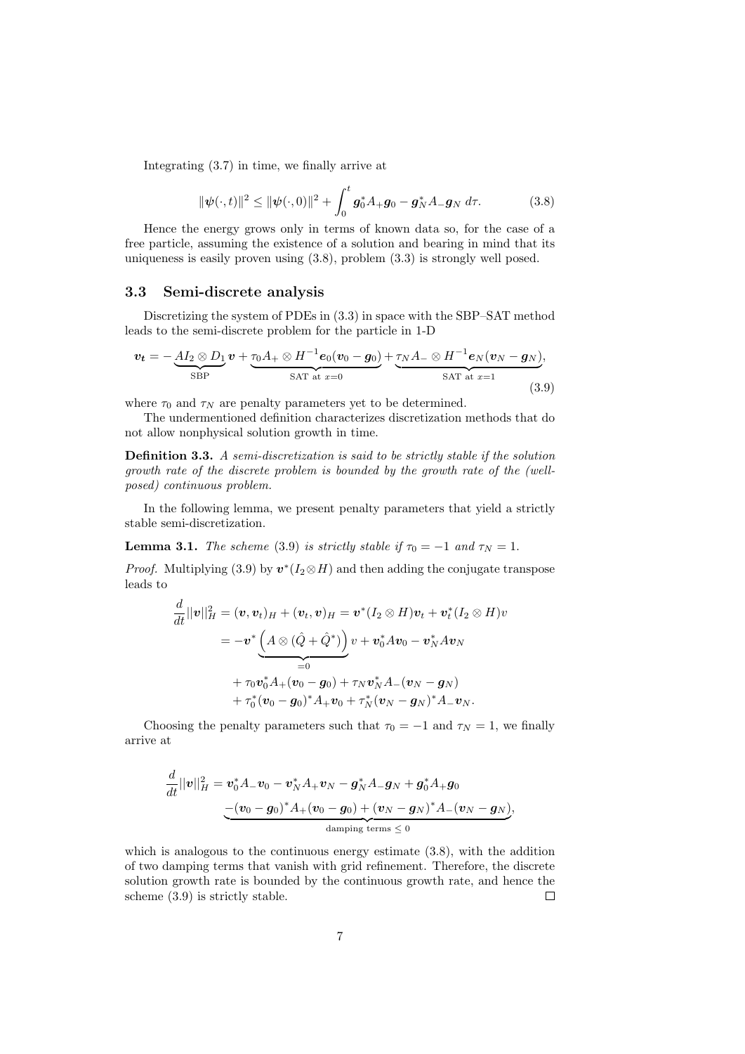Integrating (3.7) in time, we finally arrive at

$$\|\boldsymbol{\psi}(\cdot,t)\|^2 \leq \|\boldsymbol{\psi}(\cdot,0)\|^2 + \int_0^t \boldsymbol{g}_0^* A_+ \boldsymbol{g}_0 - \boldsymbol{g}_N^* A_- \boldsymbol{g}_N \; d\tau. \tag{3.8}$$

Hence the energy grows only in terms of known data so, for the case of a free particle, assuming the existence of a solution and bearing in mind that its uniqueness is easily proven using (3.8), problem (3.3) is strongly well posed.

### 3.3 Semi-discrete analysis

Discretizing the system of PDEs in (3.3) in space with the SBP–SAT method leads to the semi-discrete problem for the particle in 1-D

$$\boldsymbol{v_t} = -\underbrace{AI_2 \otimes D_1}_{\text{SBP}} \boldsymbol{v} + \underbrace{\tau_0 A_+ \otimes H^{-1} \boldsymbol{e}_0(\boldsymbol{v}_0 - \boldsymbol{g}_0)}_{\text{SAT at } x=0} + \underbrace{\tau_N A_- \otimes H^{-1} \boldsymbol{e}_N(\boldsymbol{v}_N - \boldsymbol{g}_N)}_{\text{SAT at } x=1}, \tag{3.9}$$

where $\tau_0$ and $\tau_N$ are penalty parameters yet to be determined.

The undermentioned definition characterizes discretization methods that do not allow nonphysical solution growth in time.

**Definition 3.3.** *A semi-discretization is said to be strictly stable if the solution growth rate of the discrete problem is bounded by the growth rate of the (well-posed) continuous problem.*

In the following lemma, we present penalty parameters that yield a strictly stable semi-discretization.

**Lemma 3.1.** *The scheme* (3.9) *is strictly stable if* $\tau_0 = -1$ *and* $\tau_N = 1$.

*Proof.* Multiplying (3.9) by $\boldsymbol{v}^*(I_2 \otimes H)$ and then adding the conjugate transpose leads to

$$\begin{aligned}
\frac{d}{dt}||\boldsymbol{v}||_H^2 &= (\boldsymbol{v}, \boldsymbol{v}_t)_H + (\boldsymbol{v}_t, \boldsymbol{v})_H = \boldsymbol{v}^*(I_2 \otimes H)\boldsymbol{v}_t + \boldsymbol{v}_t^*(I_2 \otimes H)v \\
&= -\boldsymbol{v}^* \underbrace{\left(A \otimes (\hat{Q} + \hat{Q}^*)\right)}_{=0} v + \boldsymbol{v}_0^* A \boldsymbol{v}_0 - \boldsymbol{v}_N^* A \boldsymbol{v}_N \\
&\quad + \tau_0 \boldsymbol{v}_0^* A_+ (\boldsymbol{v}_0 - \boldsymbol{g}_0) + \tau_N \boldsymbol{v}_N^* A_- (\boldsymbol{v}_N - \boldsymbol{g}_N) \\
&\quad + \tau_0^* (\boldsymbol{v}_0 - \boldsymbol{g}_0)^* A_+ \boldsymbol{v}_0 + \tau_N^* (\boldsymbol{v}_N - \boldsymbol{g}_N)^* A_- \boldsymbol{v}_N.
\end{aligned}$$

Choosing the penalty parameters such that $\tau_0 = -1$ and $\tau_N = 1$, we finally arrive at

$$\begin{aligned}
\frac{d}{dt}||\boldsymbol{v}||_H^2 &= \boldsymbol{v}_0^* A_- \boldsymbol{v}_0 - \boldsymbol{v}_N^* A_+ \boldsymbol{v}_N - \boldsymbol{g}_N^* A_- \boldsymbol{g}_N + \boldsymbol{g}_0^* A_+ \boldsymbol{g}_0 \\
&\quad \underbrace{-(\boldsymbol{v}_0 - \boldsymbol{g}_0)^* A_+ (\boldsymbol{v}_0 - \boldsymbol{g}_0) + (\boldsymbol{v}_N - \boldsymbol{g}_N)^* A_- (\boldsymbol{v}_N - \boldsymbol{g}_N)}_{\text{damping terms } \leq 0},
\end{aligned}$$

which is analogous to the continuous energy estimate (3.8), with the addition of two damping terms that vanish with grid refinement. Therefore, the discrete solution growth rate is bounded by the continuous growth rate, and hence the scheme (3.9) is strictly stable. $\square$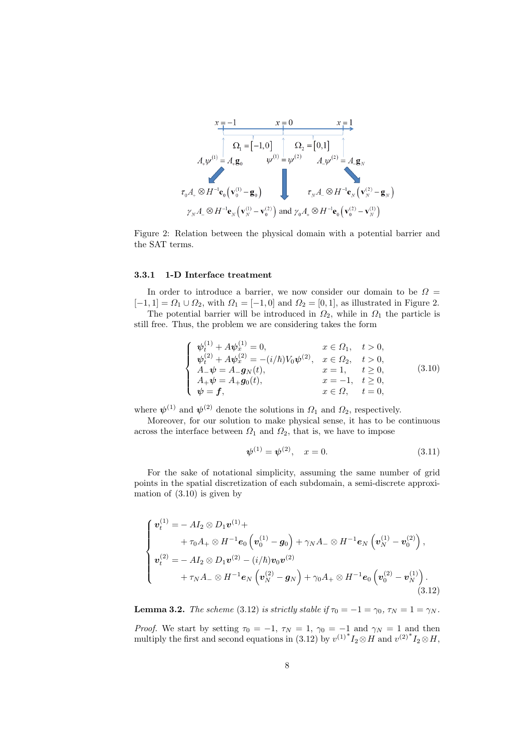Figure 2: Relation between the physical domain with a potential barrier and the SAT terms.

### 3.3.1 1-D Interface treatment

In order to introduce a barrier, we now consider our domain to be $\Omega = [-1,1] = \Omega_1 \cup \Omega_2$, with $\Omega_1 = [-1,0]$ and $\Omega_2 = [0,1]$, as illustrated in Figure 2.

The potential barrier will be introduced in $\Omega_2$, while in $\Omega_1$ the particle is still free. Thus, the problem we are considering takes the form

$$
\left\{
\begin{array}{lll}
\boldsymbol{\psi}_t^{(1)} + A\boldsymbol{\psi}_x^{(1)} = 0, & x \in \Omega_1, & t > 0, \\
\boldsymbol{\psi}_t^{(2)} + A\boldsymbol{\psi}_x^{(2)} = -(i/\hbar)V_0\boldsymbol{\psi}^{(2)}, & x \in \Omega_2, & t > 0, \\
A_-\boldsymbol{\psi} = A_-\boldsymbol{g}_N(t), & x = 1, & t \geq 0, \\
A_+\boldsymbol{\psi} = A_+\boldsymbol{g}_0(t), & x = -1, & t \geq 0, \\
\boldsymbol{\psi} = \boldsymbol{f}, & x \in \Omega, & t = 0,
\end{array}
\right.
\tag{3.10}
$$

where $\boldsymbol{\psi}^{(1)}$ and $\boldsymbol{\psi}^{(2)}$ denote the solutions in $\Omega_1$ and $\Omega_2$, respectively.

Moreover, for our solution to make physical sense, it has to be continuous across the interface between $\Omega_1$ and $\Omega_2$, that is, we have to impose

$$
\boldsymbol{\psi}^{(1)} = \boldsymbol{\psi}^{(2)}, \quad x = 0. \tag{3.11}
$$

For the sake of notational simplicity, assuming the same number of grid points in the spatial discretization of each subdomain, a semi-discrete approximation of (3.10) is given by

$$
\left\{
\begin{aligned}
\boldsymbol{v}_t^{(1)} =& -AI_2 \otimes D_1\boldsymbol{v}^{(1)} + \\
& + \tau_0 A_+ \otimes H^{-1}\boldsymbol{e}_0\left(\boldsymbol{v}_0^{(1)} - \boldsymbol{g}_0\right) + \gamma_N A_- \otimes H^{-1}\boldsymbol{e}_N\left(\boldsymbol{v}_N^{(1)} - \boldsymbol{v}_0^{(2)}\right), \\
\boldsymbol{v}_t^{(2)} =& -AI_2 \otimes D_1\boldsymbol{v}^{(2)} - (i/\hbar)\boldsymbol{v}_0\boldsymbol{v}^{(2)} \\
& + \tau_N A_- \otimes H^{-1}\boldsymbol{e}_N\left(\boldsymbol{v}_N^{(2)} - \boldsymbol{g}_N\right) + \gamma_0 A_+ \otimes H^{-1}\boldsymbol{e}_0\left(\boldsymbol{v}_0^{(2)} - \boldsymbol{v}_N^{(1)}\right).
\end{aligned}
\right.
\tag{3.12}
$$

**Lemma 3.2.** *The scheme* (3.12) *is strictly stable if* $\tau_0 = -1 = \gamma_0$, $\tau_N = 1 = \gamma_N$.

*Proof.* We start by setting $\tau_0 = -1$, $\tau_N = 1$, $\gamma_0 = -1$ and $\gamma_N = 1$ and then multiply the first and second equations in (3.12) by ${v^{(1)}}^* I_2 \otimes H$ and ${v^{(2)}}^* I_2 \otimes H$,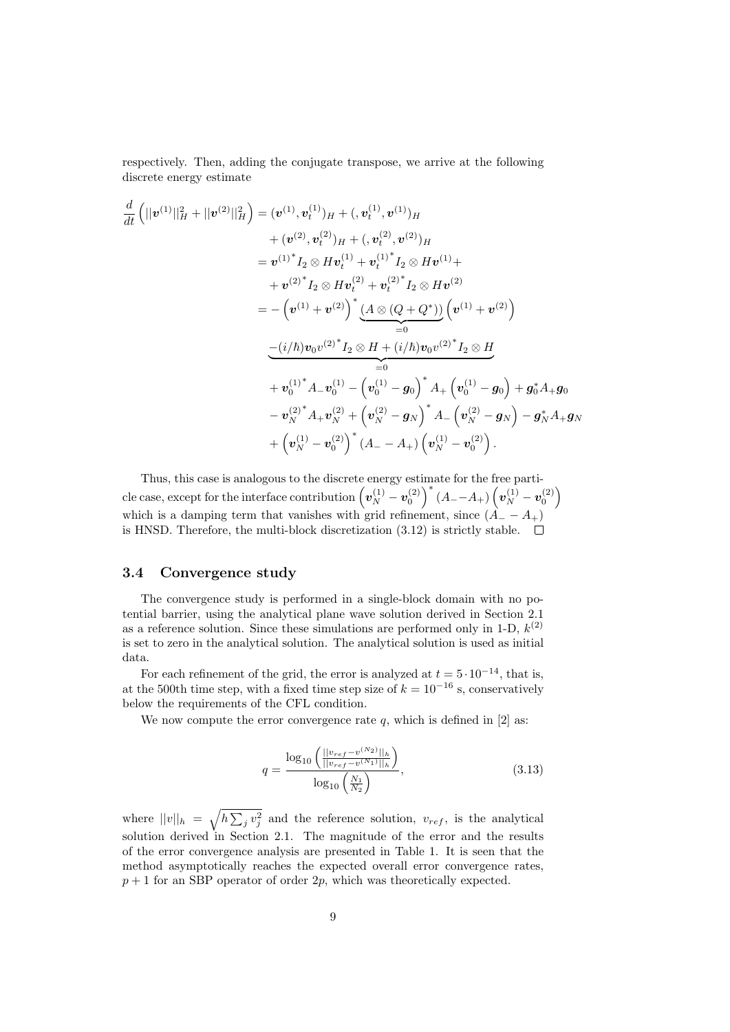respectively. Then, adding the conjugate transpose, we arrive at the following discrete energy estimate

$$
\begin{aligned}
\frac{d}{dt}\left(||\boldsymbol{v}^{(1)}||_H^2 + ||\boldsymbol{v}^{(2)}||_H^2\right) &= (\boldsymbol{v}^{(1)}, \boldsymbol{v}_t^{(1)})_H + (, \boldsymbol{v}_t^{(1)}, \boldsymbol{v}^{(1)})_H \\
&\quad + (\boldsymbol{v}^{(2)}, \boldsymbol{v}_t^{(2)})_H + (, \boldsymbol{v}_t^{(2)}, \boldsymbol{v}^{(2)})_H \\
&= \boldsymbol{v}^{(1)^*} I_2 \otimes H \boldsymbol{v}_t^{(1)} + \boldsymbol{v}_t^{(1)^*} I_2 \otimes H \boldsymbol{v}^{(1)} + \\
&\quad + \boldsymbol{v}^{(2)^*} I_2 \otimes H \boldsymbol{v}_t^{(2)} + \boldsymbol{v}_t^{(2)^*} I_2 \otimes H \boldsymbol{v}^{(2)} \\
&= -\left(\boldsymbol{v}^{(1)} + \boldsymbol{v}^{(2)}\right)^* \underbrace{(A \otimes (Q + Q^*))}_{=0} \left(\boldsymbol{v}^{(1)} + \boldsymbol{v}^{(2)}\right) \\
&\quad \underbrace{-(i/\hbar)\boldsymbol{v}_0 v^{(2)^*} I_2 \otimes H + (i/\hbar)\boldsymbol{v}_0 v^{(2)^*} I_2 \otimes H}_{=0} \\
&\quad + \boldsymbol{v}_0^{(1)^*} A_- \boldsymbol{v}_0^{(1)} - \left(\boldsymbol{v}_0^{(1)} - \boldsymbol{g}_0\right)^* A_+ \left(\boldsymbol{v}_0^{(1)} - \boldsymbol{g}_0\right) + \boldsymbol{g}_0^* A_+ \boldsymbol{g}_0 \\
&\quad - \boldsymbol{v}_N^{(2)^*} A_+ \boldsymbol{v}_N^{(2)} + \left(\boldsymbol{v}_N^{(2)} - \boldsymbol{g}_N\right)^* A_- \left(\boldsymbol{v}_N^{(2)} - \boldsymbol{g}_N\right) - \boldsymbol{g}_N^* A_+ \boldsymbol{g}_N \\
&\quad + \left(\boldsymbol{v}_N^{(1)} - \boldsymbol{v}_0^{(2)}\right)^* (A_- - A_+) \left(\boldsymbol{v}_N^{(1)} - \boldsymbol{v}_0^{(2)}\right).
\end{aligned}
$$

Thus, this case is analogous to the discrete energy estimate for the free particle case, except for the interface contribution $\left(\boldsymbol{v}_N^{(1)} - \boldsymbol{v}_0^{(2)}\right)^* (A_- - A_+) \left(\boldsymbol{v}_N^{(1)} - \boldsymbol{v}_0^{(2)}\right)$ which is a damping term that vanishes with grid refinement, since $(A_- - A_+)$ is HNSD. Therefore, the multi-block discretization (3.12) is strictly stable. □

### 3.4 Convergence study

The convergence study is performed in a single-block domain with no potential barrier, using the analytical plane wave solution derived in Section 2.1 as a reference solution. Since these simulations are performed only in 1-D, $k^{(2)}$ is set to zero in the analytical solution. The analytical solution is used as initial data.

For each refinement of the grid, the error is analyzed at $t = 5 \cdot 10^{-14}$, that is, at the 500th time step, with a fixed time step size of $k = 10^{-16}$ s, conservatively below the requirements of the CFL condition.

We now compute the error convergence rate $q$, which is defined in [2] as:

$$
q = \frac{\log_{10}\left(\frac{||v_{ref} - v^{(N_2)}||_h}{||v_{ref} - v^{(N_1)}||_h}\right)}{\log_{10}\left(\frac{N_1}{N_2}\right)}, \tag{3.13}
$$

where $||v||_h = \sqrt{h \sum_j v_j^2}$ and the reference solution, $v_{ref}$, is the analytical solution derived in Section 2.1. The magnitude of the error and the results of the error convergence analysis are presented in Table 1. It is seen that the method asymptotically reaches the expected overall error convergence rates, $p + 1$ for an SBP operator of order $2p$, which was theoretically expected.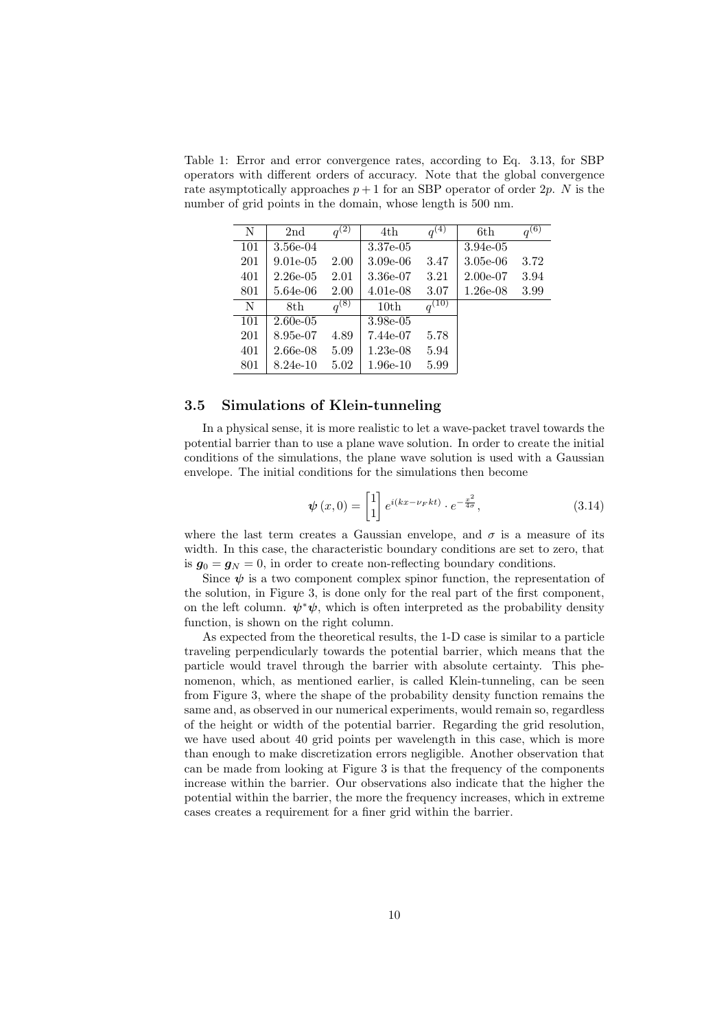Table 1: Error and error convergence rates, according to Eq. 3.13, for SBP operators with different orders of accuracy. Note that the global convergence rate asymptotically approaches $p+1$ for an SBP operator of order $2p$. $N$ is the number of grid points in the domain, whose length is 500 nm.

| N | 2nd | $q^{(2)}$ | 4th | $q^{(4)}$ | 6th | $q^{(6)}$ |
|---|---|---|---|---|---|---|
| 101 | 3.56e-04 | | 3.37e-05 | | 3.94e-05 | |
| 201 | 9.01e-05 | 2.00 | 3.09e-06 | 3.47 | 3.05e-06 | 3.72 |
| 401 | 2.26e-05 | 2.01 | 3.36e-07 | 3.21 | 2.00e-07 | 3.94 |
| 801 | 5.64e-06 | 2.00 | 4.01e-08 | 3.07 | 1.26e-08 | 3.99 |
| N | 8th | $q^{(8)}$ | 10th | $q^{(10)}$ | | |
| 101 | 2.60e-05 | | 3.98e-05 | | | |
| 201 | 8.95e-07 | 4.89 | 7.44e-07 | 5.78 | | |
| 401 | 2.66e-08 | 5.09 | 1.23e-08 | 5.94 | | |
| 801 | 8.24e-10 | 5.02 | 1.96e-10 | 5.99 | | |

### 3.5 Simulations of Klein-tunneling

In a physical sense, it is more realistic to let a wave-packet travel towards the potential barrier than to use a plane wave solution. In order to create the initial conditions of the simulations, the plane wave solution is used with a Gaussian envelope. The initial conditions for the simulations then become

$$\boldsymbol{\psi}(x,0) = \begin{bmatrix} 1 \\ 1 \end{bmatrix} e^{i(kx-\nu_F kt)} \cdot e^{-\frac{x^2}{4\sigma}}, \tag{3.14}$$

where the last term creates a Gaussian envelope, and $\sigma$ is a measure of its width. In this case, the characteristic boundary conditions are set to zero, that is $\boldsymbol{g}_0 = \boldsymbol{g}_N = 0$, in order to create non-reflecting boundary conditions.

Since $\boldsymbol{\psi}$ is a two component complex spinor function, the representation of the solution, in Figure 3, is done only for the real part of the first component, on the left column. $\boldsymbol{\psi}^*\boldsymbol{\psi}$, which is often interpreted as the probability density function, is shown on the right column.

As expected from the theoretical results, the 1-D case is similar to a particle traveling perpendicularly towards the potential barrier, which means that the particle would travel through the barrier with absolute certainty. This phenomenon, which, as mentioned earlier, is called Klein-tunneling, can be seen from Figure 3, where the shape of the probability density function remains the same and, as observed in our numerical experiments, would remain so, regardless of the height or width of the potential barrier. Regarding the grid resolution, we have used about 40 grid points per wavelength in this case, which is more than enough to make discretization errors negligible. Another observation that can be made from looking at Figure 3 is that the frequency of the components increase within the barrier. Our observations also indicate that the higher the potential within the barrier, the more the frequency increases, which in extreme cases creates a requirement for a finer grid within the barrier.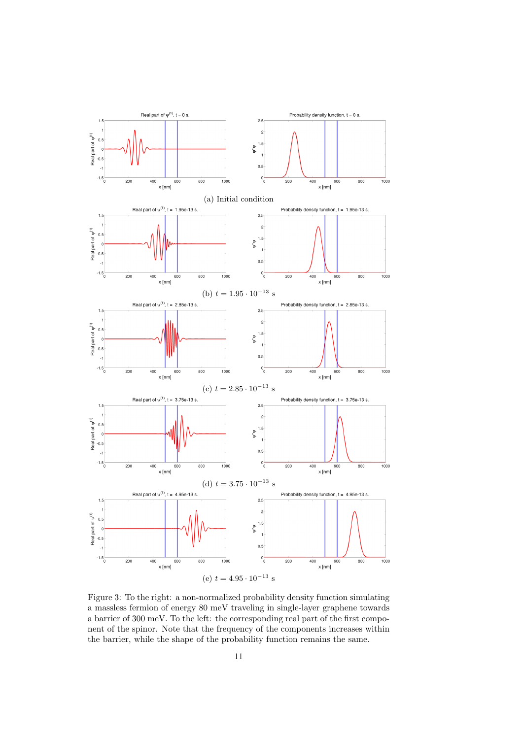(a) Initial condition

(b) $t = 1.95 \cdot 10^{-13}$ s

(c) $t = 2.85 \cdot 10^{-13}$ s

(d) $t = 3.75 \cdot 10^{-13}$ s

(e) $t = 4.95 \cdot 10^{-13}$ s

Figure 3: To the right: a non-normalized probability density function simulating a massless fermion of energy 80 meV traveling in single-layer graphene towards a barrier of 300 meV. To the left: the corresponding real part of the first component of the spinor. Note that the frequency of the components increases within the barrier, while the shape of the probability function remains the same.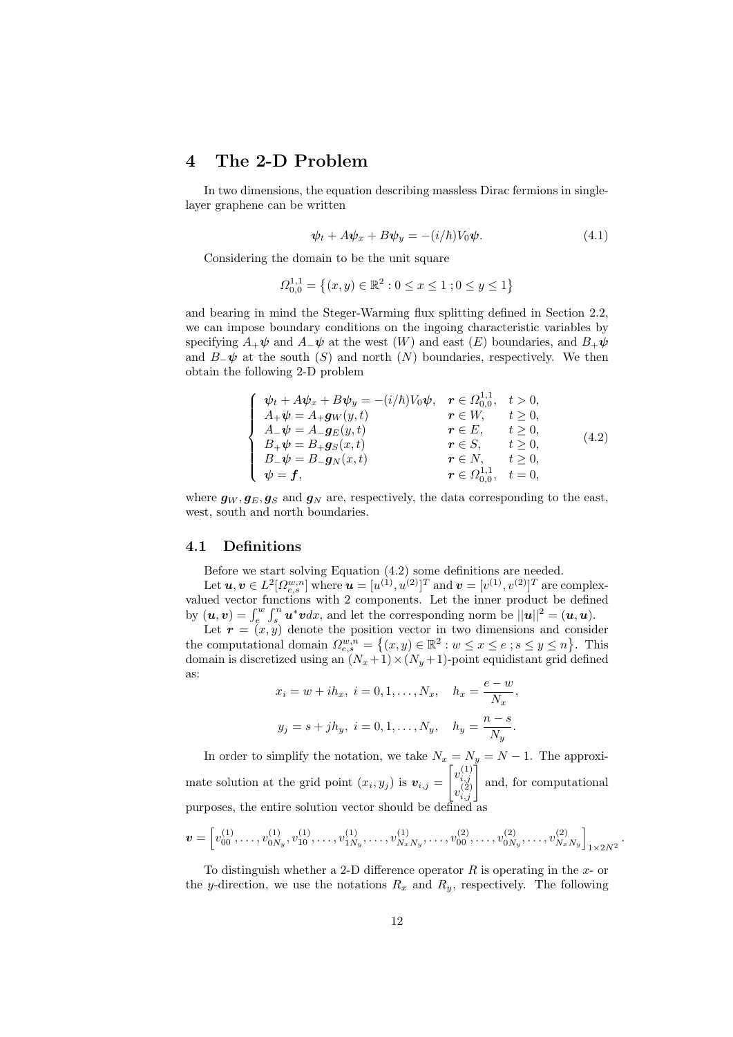## 4 The 2-D Problem

In two dimensions, the equation describing massless Dirac fermions in single-layer graphene can be written

$$\boldsymbol{\psi}_t + A\boldsymbol{\psi}_x + B\boldsymbol{\psi}_y = -(i/\hbar)V_0\boldsymbol{\psi}. \tag{4.1}$$

Considering the domain to be the unit square

$$\Omega_{0,0}^{1,1} = \left\{(x,y) \in \mathbb{R}^2 : 0 \le x \le 1\,; 0 \le y \le 1\right\}$$

and bearing in mind the Steger-Warming flux splitting defined in Section 2.2, we can impose boundary conditions on the ingoing characteristic variables by specifying $A_+\boldsymbol{\psi}$ and $A_-\boldsymbol{\psi}$ at the west ($W$) and east ($E$) boundaries, and $B_+\boldsymbol{\psi}$ and $B_-\boldsymbol{\psi}$ at the south ($S$) and north ($N$) boundaries, respectively. We then obtain the following 2-D problem

$$\begin{cases} \boldsymbol{\psi}_t + A\boldsymbol{\psi}_x + B\boldsymbol{\psi}_y = -(i/\hbar)V_0\boldsymbol{\psi}, & \boldsymbol{r} \in \Omega_{0,0}^{1,1}, \quad t > 0, \\ A_+\boldsymbol{\psi} = A_+\boldsymbol{g}_W(y,t) & \boldsymbol{r} \in W, \quad\;\; t \ge 0, \\ A_-\boldsymbol{\psi} = A_-\boldsymbol{g}_E(y,t) & \boldsymbol{r} \in E, \quad\;\; t \ge 0, \\ B_+\boldsymbol{\psi} = B_+\boldsymbol{g}_S(x,t) & \boldsymbol{r} \in S, \quad\;\; t \ge 0, \\ B_-\boldsymbol{\psi} = B_-\boldsymbol{g}_N(x,t) & \boldsymbol{r} \in N, \quad\;\; t \ge 0, \\ \boldsymbol{\psi} = \boldsymbol{f}, & \boldsymbol{r} \in \Omega_{0,0}^{1,1}, \quad t = 0, \end{cases} \tag{4.2}$$

where $\boldsymbol{g}_W, \boldsymbol{g}_E, \boldsymbol{g}_S$ and $\boldsymbol{g}_N$ are, respectively, the data corresponding to the east, west, south and north boundaries.

### 4.1 Definitions

Before we start solving Equation (4.2) some definitions are needed.

Let $\boldsymbol{u}, \boldsymbol{v} \in L^2[\Omega_{e,s}^{w,n}]$ where $\boldsymbol{u} = [u^{(1)}, u^{(2)}]^T$ and $\boldsymbol{v} = [v^{(1)}, v^{(2)}]^T$ are complex-valued vector functions with 2 components. Let the inner product be defined by $(\boldsymbol{u}, \boldsymbol{v}) = \int_e^w \int_s^n \boldsymbol{u}^* \boldsymbol{v} dx$, and let the corresponding norm be $||\boldsymbol{u}||^2 = (\boldsymbol{u}, \boldsymbol{u})$.

Let $\boldsymbol{r} = (x, y)$ denote the position vector in two dimensions and consider the computational domain $\Omega_{e,s}^{w,n} = \left\{(x,y) \in \mathbb{R}^2 : w \le x \le e\,; s \le y \le n\right\}$. This domain is discretized using an $(N_x+1) \times (N_y+1)$-point equidistant grid defined as:

$$x_i = w + ih_x, \; i = 0, 1, \ldots, N_x, \quad h_x = \frac{e - w}{N_x},$$

$$y_j = s + jh_y, \; i = 0, 1, \ldots, N_y, \quad h_y = \frac{n - s}{N_y}.$$

In order to simplify the notation, we take $N_x = N_y = N - 1$. The approximate solution at the grid point $(x_i, y_j)$ is $\boldsymbol{v}_{i,j} = \begin{bmatrix} v_{i,j}^{(1)} \\ v_{i,j}^{(2)} \end{bmatrix}$ and, for computational purposes, the entire solution vector should be defined as

$$\boldsymbol{v} = \left[v_{00}^{(1)}, \ldots, v_{0N_y}^{(1)}, v_{10}^{(1)}, \ldots, v_{1N_y}^{(1)}, \ldots, v_{N_xN_y}^{(1)}, \ldots, v_{00}^{(2)}, \ldots, v_{0N_y}^{(2)}, \ldots, v_{N_xN_y}^{(2)}\right]_{1\times 2N^2}.$$

To distinguish whether a 2-D difference operator $R$ is operating in the $x$- or the $y$-direction, we use the notations $R_x$ and $R_y$, respectively. The following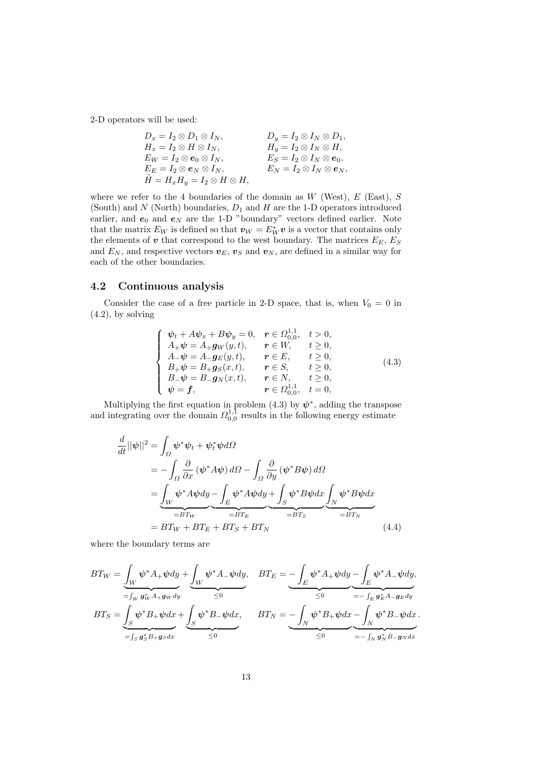2-D operators will be used:

$$
\begin{aligned}
&D_x = I_2 \otimes D_1 \otimes I_N, && D_y = I_2 \otimes I_N \otimes D_1,\\
&H_x = I_2 \otimes H \otimes I_N, && H_y = I_2 \otimes I_N \otimes H,\\
&E_W = I_2 \otimes \boldsymbol{e}_0 \otimes I_N, && E_S = I_2 \otimes I_N \otimes \boldsymbol{e}_0,\\
&E_E = I_2 \otimes \boldsymbol{e}_N \otimes I_N, && E_N = I_2 \otimes I_N \otimes \boldsymbol{e}_N,\\
&\tilde{H} = H_x H_y = I_2 \otimes H \otimes H,
\end{aligned}
$$

where we refer to the 4 boundaries of the domain as $W$ (West), $E$ (East), $S$ (South) and $N$ (North) boundaries, $D_1$ and $H$ are the 1-D operators introduced earlier, and $\boldsymbol{e}_0$ and $\boldsymbol{e}_N$ are the 1-D "boundary" vectors defined earlier. Note that the matrix $E_W$ is defined so that $\boldsymbol{v}_W = E_W^* \boldsymbol{v}$ is a vector that contains only the elements of $\boldsymbol{v}$ that correspond to the west boundary. The matrices $E_E$, $E_S$ and $E_N$, and respective vectors $\boldsymbol{v}_E$, $\boldsymbol{v}_S$ and $\boldsymbol{v}_N$, are defined in a similar way for each of the other boundaries.

## 4.2 Continuous analysis

Consider the case of a free particle in 2-D space, that is, when $V_0 = 0$ in (4.2), by solving

$$
\left\{
\begin{array}{lll}
\boldsymbol{\psi}_t + A\boldsymbol{\psi}_x + B\boldsymbol{\psi}_y = 0, & \boldsymbol{r} \in \Omega_{0,0}^{1,1}, & t > 0,\\
A_+\boldsymbol{\psi} = A_+\boldsymbol{g}_W(y,t), & \boldsymbol{r} \in W, & t \geq 0,\\
A_-\boldsymbol{\psi} = A_-\boldsymbol{g}_E(y,t), & \boldsymbol{r} \in E, & t \geq 0,\\
B_+\boldsymbol{\psi} = B_+\boldsymbol{g}_S(x,t), & \boldsymbol{r} \in S, & t \geq 0,\\
B_-\boldsymbol{\psi} = B_-\boldsymbol{g}_N(x,t), & \boldsymbol{r} \in N, & t \geq 0,\\
\boldsymbol{\psi} = \boldsymbol{f}, & \boldsymbol{r} \in \Omega_{0,0}^{1,1}, & t = 0,
\end{array}
\right.
\tag{4.3}
$$

Multiplying the first equation in problem (4.3) by $\boldsymbol{\psi}^*$, adding the transpose and integrating over the domain $\Omega_{0,0}^{1,1}$ results in the following energy estimate

$$
\begin{aligned}
\frac{d}{dt}||\boldsymbol{\psi}||^2 &= \int_\Omega \boldsymbol{\psi}^*\boldsymbol{\psi}_t + \boldsymbol{\psi}_t^*\boldsymbol{\psi} d\Omega\\
&= -\int_\Omega \frac{\partial}{\partial x}\left(\boldsymbol{\psi}^* A\boldsymbol{\psi}\right) d\Omega - \int_\Omega \frac{\partial}{\partial y}\left(\boldsymbol{\psi}^* B\boldsymbol{\psi}\right) d\Omega\\
&= \underbrace{\int_W \boldsymbol{\psi}^* A\boldsymbol{\psi} dy}_{=BT_W} - \underbrace{\int_E \boldsymbol{\psi}^* A\boldsymbol{\psi} dy}_{=BT_E} + \underbrace{\int_S \boldsymbol{\psi}^* B\boldsymbol{\psi} dx}_{=BT_S} \underbrace{\int_N \boldsymbol{\psi}^* B\boldsymbol{\psi} dx}_{=BT_N}\\
&= BT_W + BT_E + BT_S + BT_N
\end{aligned}
\tag{4.4}
$$

where the boundary terms are

$$
BT_W = \underbrace{\int_W \boldsymbol{\psi}^* A_+\boldsymbol{\psi} dy}_{=\int_W \boldsymbol{g}_W^* A_+ \boldsymbol{g}_W dy} + \underbrace{\int_W \boldsymbol{\psi}^* A_-\boldsymbol{\psi} dy}_{\leq 0}, \quad BT_E = \underbrace{-\int_E \boldsymbol{\psi}^* A_+\boldsymbol{\psi} dy}_{\leq 0} \underbrace{- \int_E \boldsymbol{\psi}^* A_-\boldsymbol{\psi} dy}_{=-\int_E \boldsymbol{g}_E^* A_- \boldsymbol{g}_E dy},
$$

$$
BT_S = \underbrace{\int_S \boldsymbol{\psi}^* B_+\boldsymbol{\psi} dx}_{=\int_S \boldsymbol{g}_S^* B_+ \boldsymbol{g}_S dx} + \underbrace{\int_S \boldsymbol{\psi}^* B_-\boldsymbol{\psi} dx}_{\leq 0}, \qquad BT_N = \underbrace{-\int_N \boldsymbol{\psi}^* B_+\boldsymbol{\psi} dx}_{\leq 0} \underbrace{- \int_N \boldsymbol{\psi}^* B_-\boldsymbol{\psi} dx}_{=-\int_N \boldsymbol{g}_N^* B_- \boldsymbol{g}_N dx}.
$$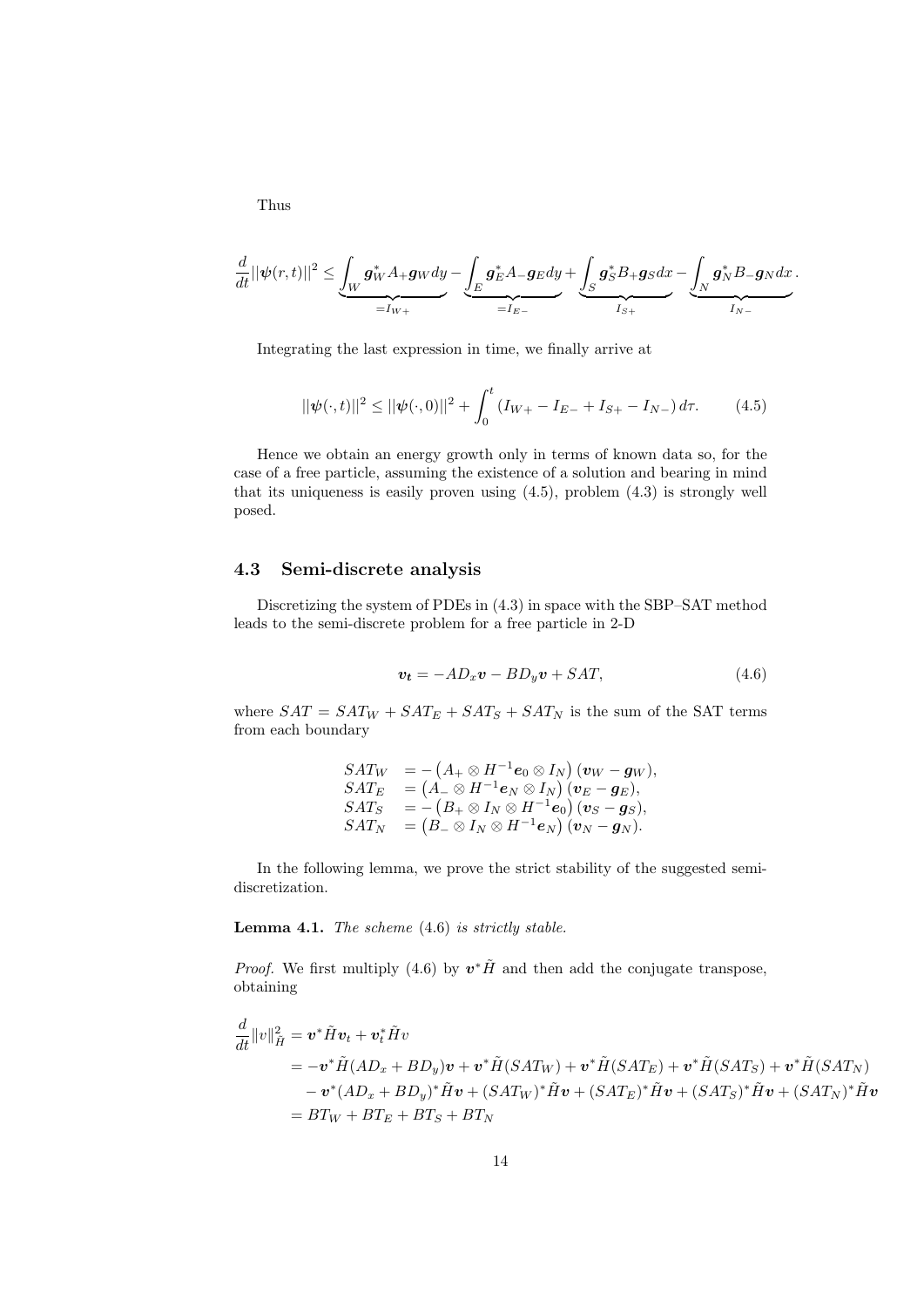Thus

$$\frac{d}{dt}||\boldsymbol{\psi}(r,t)||^2 \leq \underbrace{\int_W \boldsymbol{g}_W^* A_+ \boldsymbol{g}_W dy}_{=I_{W+}} - \underbrace{\int_E \boldsymbol{g}_E^* A_- \boldsymbol{g}_E dy}_{=I_{E-}} + \underbrace{\int_S \boldsymbol{g}_S^* B_+ \boldsymbol{g}_S dx}_{I_{S+}} - \underbrace{\int_N \boldsymbol{g}_N^* B_- \boldsymbol{g}_N dx}_{I_{N-}}.$$

Integrating the last expression in time, we finally arrive at

$$||\boldsymbol{\psi}(\cdot,t)||^2 \leq ||\boldsymbol{\psi}(\cdot,0)||^2 + \int_0^t (I_{W+} - I_{E-} + I_{S+} - I_{N-})\, d\tau. \tag{4.5}$$

Hence we obtain an energy growth only in terms of known data so, for the case of a free particle, assuming the existence of a solution and bearing in mind that its uniqueness is easily proven using (4.5), problem (4.3) is strongly well posed.

## 4.3 Semi-discrete analysis

Discretizing the system of PDEs in (4.3) in space with the SBP–SAT method leads to the semi-discrete problem for a free particle in 2-D

$$\boldsymbol{v_t} = -AD_x\boldsymbol{v} - BD_y\boldsymbol{v} + SAT, \tag{4.6}$$

where $SAT = SAT_W + SAT_E + SAT_S + SAT_N$ is the sum of the SAT terms from each boundary

$$\begin{array}{ll}
SAT_W & = -\left(A_+ \otimes H^{-1}\boldsymbol{e}_0 \otimes I_N\right)(\boldsymbol{v}_W - \boldsymbol{g}_W), \\
SAT_E & = \left(A_- \otimes H^{-1}\boldsymbol{e}_N \otimes I_N\right)(\boldsymbol{v}_E - \boldsymbol{g}_E), \\
SAT_S & = -\left(B_+ \otimes I_N \otimes H^{-1}\boldsymbol{e}_0\right)(\boldsymbol{v}_S - \boldsymbol{g}_S), \\
SAT_N & = \left(B_- \otimes I_N \otimes H^{-1}\boldsymbol{e}_N\right)(\boldsymbol{v}_N - \boldsymbol{g}_N).
\end{array}$$

In the following lemma, we prove the strict stability of the suggested semi-discretization.

**Lemma 4.1.** *The scheme* (4.6) *is strictly stable.*

*Proof.* We first multiply (4.6) by $\boldsymbol{v}^*\tilde{H}$ and then add the conjugate transpose, obtaining

$$\begin{aligned}
\frac{d}{dt}\|v\|_{\tilde{H}}^2 &= \boldsymbol{v}^*\tilde{H}\boldsymbol{v}_t + \boldsymbol{v}_t^*\tilde{H}v \\
&= -\boldsymbol{v}^*\tilde{H}(AD_x + BD_y)\boldsymbol{v} + \boldsymbol{v}^*\tilde{H}(SAT_W) + \boldsymbol{v}^*\tilde{H}(SAT_E) + \boldsymbol{v}^*\tilde{H}(SAT_S) + \boldsymbol{v}^*\tilde{H}(SAT_N) \\
&\quad - \boldsymbol{v}^*(AD_x + BD_y)^*\tilde{H}\boldsymbol{v} + (SAT_W)^*\tilde{H}\boldsymbol{v} + (SAT_E)^*\tilde{H}\boldsymbol{v} + (SAT_S)^*\tilde{H}\boldsymbol{v} + (SAT_N)^*\tilde{H}\boldsymbol{v} \\
&= BT_W + BT_E + BT_S + BT_N
\end{aligned}$$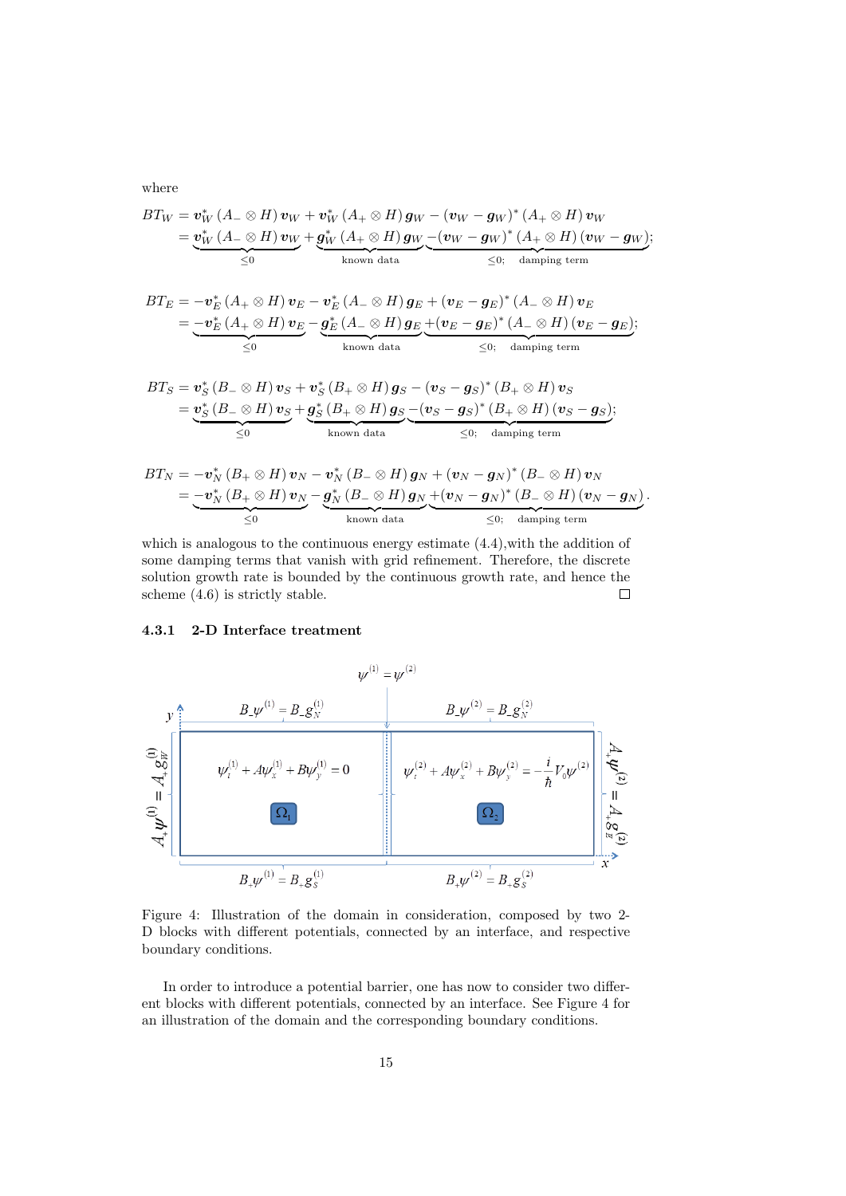where

$$
\begin{aligned}
BT_W &= \boldsymbol{v}_W^* \left(A_- \otimes H\right) \boldsymbol{v}_W + \boldsymbol{v}_W^* \left(A_+ \otimes H\right) \boldsymbol{g}_W - \left(\boldsymbol{v}_W - \boldsymbol{g}_W\right)^* \left(A_+ \otimes H\right) \boldsymbol{v}_W \\
&= \underbrace{\boldsymbol{v}_W^* \left(A_- \otimes H\right) \boldsymbol{v}_W}_{\leq 0} + \underbrace{\boldsymbol{g}_W^* \left(A_+ \otimes H\right) \boldsymbol{g}_W}_{\text{known data}} \underbrace{- \left(\boldsymbol{v}_W - \boldsymbol{g}_W\right)^* \left(A_+ \otimes H\right) \left(\boldsymbol{v}_W - \boldsymbol{g}_W\right)}_{\leq 0; \quad \text{damping term}};
\end{aligned}
$$

$$
\begin{aligned}
BT_E &= -\boldsymbol{v}_E^* \left(A_+ \otimes H\right) \boldsymbol{v}_E - \boldsymbol{v}_E^* \left(A_- \otimes H\right) \boldsymbol{g}_E + \left(\boldsymbol{v}_E - \boldsymbol{g}_E\right)^* \left(A_- \otimes H\right) \boldsymbol{v}_E \\
&= \underbrace{-\boldsymbol{v}_E^* \left(A_+ \otimes H\right) \boldsymbol{v}_E}_{\leq 0} - \underbrace{\boldsymbol{g}_E^* \left(A_- \otimes H\right) \boldsymbol{g}_E}_{\text{known data}} \underbrace{+ \left(\boldsymbol{v}_E - \boldsymbol{g}_E\right)^* \left(A_- \otimes H\right) \left(\boldsymbol{v}_E - \boldsymbol{g}_E\right)}_{\leq 0; \quad \text{damping term}};
\end{aligned}
$$

$$
\begin{aligned}
BT_S &= \boldsymbol{v}_S^* \left(B_- \otimes H\right) \boldsymbol{v}_S + \boldsymbol{v}_S^* \left(B_+ \otimes H\right) \boldsymbol{g}_S - \left(\boldsymbol{v}_S - \boldsymbol{g}_S\right)^* \left(B_+ \otimes H\right) \boldsymbol{v}_S \\
&= \underbrace{\boldsymbol{v}_S^* \left(B_- \otimes H\right) \boldsymbol{v}_S}_{\leq 0} + \underbrace{\boldsymbol{g}_S^* \left(B_+ \otimes H\right) \boldsymbol{g}_S}_{\text{known data}} \underbrace{- \left(\boldsymbol{v}_S - \boldsymbol{g}_S\right)^* \left(B_+ \otimes H\right) \left(\boldsymbol{v}_S - \boldsymbol{g}_S\right)}_{\leq 0; \quad \text{damping term}};
\end{aligned}
$$

$$
\begin{aligned}
BT_N &= -\boldsymbol{v}_N^* \left(B_+ \otimes H\right) \boldsymbol{v}_N - \boldsymbol{v}_N^* \left(B_- \otimes H\right) \boldsymbol{g}_N + \left(\boldsymbol{v}_N - \boldsymbol{g}_N\right)^* \left(B_- \otimes H\right) \boldsymbol{v}_N \\
&= \underbrace{-\boldsymbol{v}_N^* \left(B_+ \otimes H\right) \boldsymbol{v}_N}_{\leq 0} - \underbrace{\boldsymbol{g}_N^* \left(B_- \otimes H\right) \boldsymbol{g}_N}_{\text{known data}} \underbrace{+ \left(\boldsymbol{v}_N - \boldsymbol{g}_N\right)^* \left(B_- \otimes H\right) \left(\boldsymbol{v}_N - \boldsymbol{g}_N\right)}_{\leq 0; \quad \text{damping term}}.
\end{aligned}
$$

which is analogous to the continuous energy estimate (4.4),with the addition of some damping terms that vanish with grid refinement. Therefore, the discrete solution growth rate is bounded by the continuous growth rate, and hence the scheme (4.6) is strictly stable. □

#### 4.3.1 2-D Interface treatment

Figure 4: Illustration of the domain in consideration, composed by two 2-D blocks with different potentials, connected by an interface, and respective boundary conditions.

In order to introduce a potential barrier, one has now to consider two different blocks with different potentials, connected by an interface. See Figure 4 for an illustration of the domain and the corresponding boundary conditions.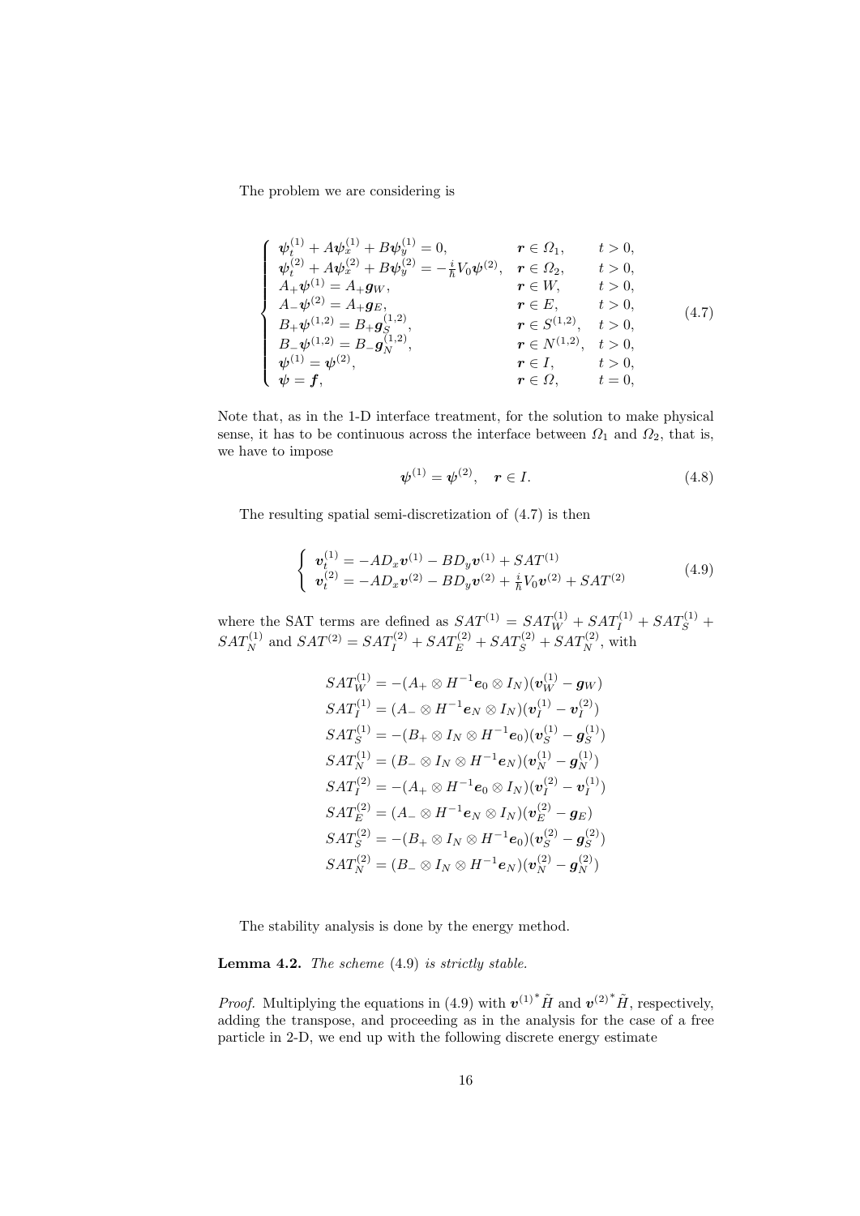The problem we are considering is

$$
\begin{cases}
\boldsymbol{\psi}_t^{(1)} + A\boldsymbol{\psi}_x^{(1)} + B\boldsymbol{\psi}_y^{(1)} = 0, & \boldsymbol{r} \in \Omega_1, \quad t > 0, \\
\boldsymbol{\psi}_t^{(2)} + A\boldsymbol{\psi}_x^{(2)} + B\boldsymbol{\psi}_y^{(2)} = -\frac{i}{\hbar} V_0 \boldsymbol{\psi}^{(2)}, & \boldsymbol{r} \in \Omega_2, \quad t > 0, \\
A_+\boldsymbol{\psi}^{(1)} = A_+\boldsymbol{g}_W, & \boldsymbol{r} \in W, \quad t > 0, \\
A_-\boldsymbol{\psi}^{(2)} = A_+\boldsymbol{g}_E, & \boldsymbol{r} \in E, \quad t > 0, \\
B_+\boldsymbol{\psi}^{(1,2)} = B_+\boldsymbol{g}_S^{(1,2)}, & \boldsymbol{r} \in S^{(1,2)}, \quad t > 0, \\
B_-\boldsymbol{\psi}^{(1,2)} = B_-\boldsymbol{g}_N^{(1,2)}, & \boldsymbol{r} \in N^{(1,2)}, \quad t > 0, \\
\boldsymbol{\psi}^{(1)} = \boldsymbol{\psi}^{(2)}, & \boldsymbol{r} \in I, \quad t > 0, \\
\boldsymbol{\psi} = \boldsymbol{f}, & \boldsymbol{r} \in \Omega, \quad t = 0,
\end{cases}
\tag{4.7}
$$

Note that, as in the 1-D interface treatment, for the solution to make physical sense, it has to be continuous across the interface between $\Omega_1$ and $\Omega_2$, that is, we have to impose

$$
\boldsymbol{\psi}^{(1)} = \boldsymbol{\psi}^{(2)}, \quad \boldsymbol{r} \in I. \tag{4.8}
$$

The resulting spatial semi-discretization of (4.7) is then

$$
\begin{cases}
\boldsymbol{v}_t^{(1)} = -AD_x\boldsymbol{v}^{(1)} - BD_y\boldsymbol{v}^{(1)} + SAT^{(1)} \\
\boldsymbol{v}_t^{(2)} = -AD_x\boldsymbol{v}^{(2)} - BD_y\boldsymbol{v}^{(2)} + \frac{i}{\hbar} V_0 \boldsymbol{v}^{(2)} + SAT^{(2)}
\end{cases}
\tag{4.9}
$$

where the SAT terms are defined as $SAT^{(1)} = SAT_W^{(1)} + SAT_I^{(1)} + SAT_S^{(1)} + SAT_N^{(1)}$ and $SAT^{(2)} = SAT_I^{(2)} + SAT_E^{(2)} + SAT_S^{(2)} + SAT_N^{(2)}$, with

$$
\begin{aligned}
SAT_W^{(1)} &= -(A_+ \otimes H^{-1}\boldsymbol{e}_0 \otimes I_N)(\boldsymbol{v}_W^{(1)} - \boldsymbol{g}_W) \\
SAT_I^{(1)} &= (A_- \otimes H^{-1}\boldsymbol{e}_N \otimes I_N)(\boldsymbol{v}_I^{(1)} - \boldsymbol{v}_I^{(2)}) \\
SAT_S^{(1)} &= -(B_+ \otimes I_N \otimes H^{-1}\boldsymbol{e}_0)(\boldsymbol{v}_S^{(1)} - \boldsymbol{g}_S^{(1)}) \\
SAT_N^{(1)} &= (B_- \otimes I_N \otimes H^{-1}\boldsymbol{e}_N)(\boldsymbol{v}_N^{(1)} - \boldsymbol{g}_N^{(1)}) \\
SAT_I^{(2)} &= -(A_+ \otimes H^{-1}\boldsymbol{e}_0 \otimes I_N)(\boldsymbol{v}_I^{(2)} - \boldsymbol{v}_I^{(1)}) \\
SAT_E^{(2)} &= (A_- \otimes H^{-1}\boldsymbol{e}_N \otimes I_N)(\boldsymbol{v}_E^{(2)} - \boldsymbol{g}_E) \\
SAT_S^{(2)} &= -(B_+ \otimes I_N \otimes H^{-1}\boldsymbol{e}_0)(\boldsymbol{v}_S^{(2)} - \boldsymbol{g}_S^{(2)}) \\
SAT_N^{(2)} &= (B_- \otimes I_N \otimes H^{-1}\boldsymbol{e}_N)(\boldsymbol{v}_N^{(2)} - \boldsymbol{g}_N^{(2)})
\end{aligned}
$$

The stability analysis is done by the energy method.

**Lemma 4.2.** *The scheme* (4.9) *is strictly stable.*

*Proof.* Multiplying the equations in (4.9) with ${\boldsymbol{v}^{(1)}}^*\tilde{H}$ and ${\boldsymbol{v}^{(2)}}^*\tilde{H}$, respectively, adding the transpose, and proceeding as in the analysis for the case of a free particle in 2-D, we end up with the following discrete energy estimate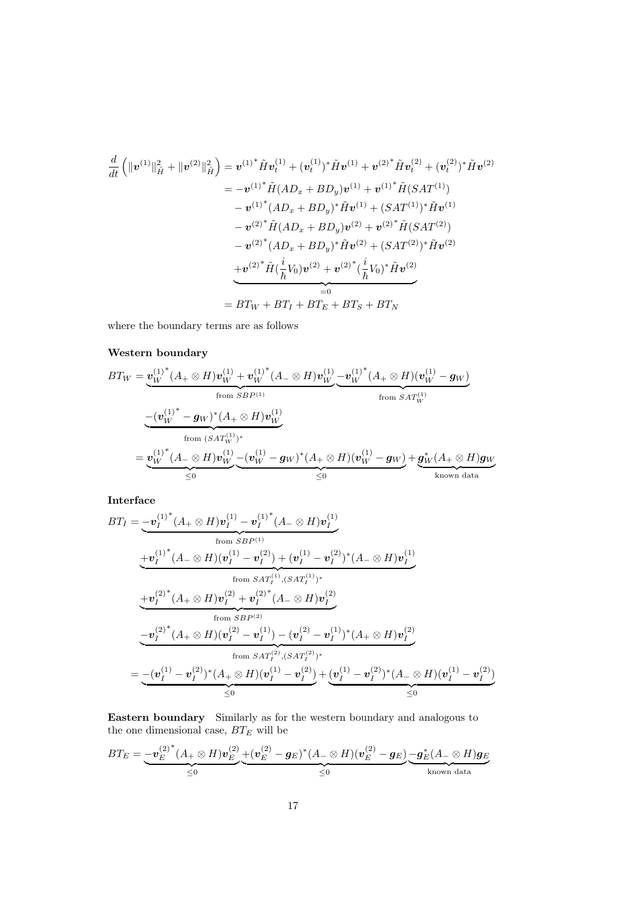$$
\begin{aligned}
\frac{d}{dt}\left(\|\boldsymbol{v}^{(1)}\|^2_{\tilde{H}} + \|\boldsymbol{v}^{(2)}\|^2_{\tilde{H}}\right) &= {\boldsymbol{v}^{(1)}}^*\tilde{H}\boldsymbol{v}^{(1)}_t + (\boldsymbol{v}^{(1)}_t)^*\tilde{H}\boldsymbol{v}^{(1)} + {\boldsymbol{v}^{(2)}}^*\tilde{H}\boldsymbol{v}^{(2)}_t + (\boldsymbol{v}^{(2)}_t)^*\tilde{H}\boldsymbol{v}^{(2)} \\
&= -{\boldsymbol{v}^{(1)}}^*\tilde{H}(AD_x + BD_y)\boldsymbol{v}^{(1)} + {\boldsymbol{v}^{(1)}}^*\tilde{H}(SAT^{(1)}) \\
&\quad - {\boldsymbol{v}^{(1)}}^*(AD_x + BD_y)^*\tilde{H}\boldsymbol{v}^{(1)} + (SAT^{(1)})^*\tilde{H}\boldsymbol{v}^{(1)} \\
&\quad - {\boldsymbol{v}^{(2)}}^*\tilde{H}(AD_x + BD_y)\boldsymbol{v}^{(2)} + {\boldsymbol{v}^{(2)}}^*\tilde{H}(SAT^{(2)}) \\
&\quad - {\boldsymbol{v}^{(2)}}^*(AD_x + BD_y)^*\tilde{H}\boldsymbol{v}^{(2)} + (SAT^{(2)})^*\tilde{H}\boldsymbol{v}^{(2)} \\
&\quad \underbrace{+{\boldsymbol{v}^{(2)}}^*\tilde{H}(\frac{i}{\hbar}V_0)\boldsymbol{v}^{(2)} + {\boldsymbol{v}^{(2)}}^*(\frac{i}{\hbar}V_0)^*\tilde{H}\boldsymbol{v}^{(2)}}_{=0} \\
&= BT_W + BT_I + BT_E + BT_S + BT_N
\end{aligned}
$$

where the boundary terms are as follows

**Western boundary**

$$
\begin{aligned}
BT_W &= \underbrace{{\boldsymbol{v}_W^{(1)}}^*(A_+ \otimes H)\boldsymbol{v}_W^{(1)} + {\boldsymbol{v}_W^{(1)}}^*(A_- \otimes H)\boldsymbol{v}_W^{(1)}}_{\text{from } SBP^{(1)}} \underbrace{-{\boldsymbol{v}_W^{(1)}}^*(A_+ \otimes H)(\boldsymbol{v}_W^{(1)} - \boldsymbol{g}_W)}_{\text{from } SAT_W^{(1)}} \\
&\quad \underbrace{-({\boldsymbol{v}_W^{(1)}}^* - \boldsymbol{g}_W)^*(A_+ \otimes H)\boldsymbol{v}_W^{(1)}}_{\text{from } (SAT_W^{(1)})^*} \\
&= \underbrace{{\boldsymbol{v}_W^{(1)}}^*(A_- \otimes H)\boldsymbol{v}_W^{(1)}}_{\leq 0} \underbrace{-(\boldsymbol{v}_W^{(1)} - \boldsymbol{g}_W)^*(A_+ \otimes H)(\boldsymbol{v}_W^{(1)} - \boldsymbol{g}_W)}_{\leq 0} + \underbrace{\boldsymbol{g}_W^*(A_+ \otimes H)\boldsymbol{g}_W}_{\text{known data}}
\end{aligned}
$$

**Interface**

$$
\begin{aligned}
BT_I &= \underbrace{-{\boldsymbol{v}_I^{(1)}}^*(A_+ \otimes H)\boldsymbol{v}_I^{(1)} - {\boldsymbol{v}_I^{(1)}}^*(A_- \otimes H)\boldsymbol{v}_I^{(1)}}_{\text{from } SBP^{(1)}} \\
&\quad \underbrace{+{\boldsymbol{v}_I^{(1)}}^*(A_- \otimes H)(\boldsymbol{v}_I^{(1)} - \boldsymbol{v}_I^{(2)}) + (\boldsymbol{v}_I^{(1)} - \boldsymbol{v}_I^{(2)})^*(A_- \otimes H)\boldsymbol{v}_I^{(1)}}_{\text{from } SAT_I^{(1)}, (SAT_I^{(1)})^*} \\
&\quad \underbrace{+{\boldsymbol{v}_I^{(2)}}^*(A_+ \otimes H)\boldsymbol{v}_I^{(2)} + {\boldsymbol{v}_I^{(2)}}^*(A_- \otimes H)\boldsymbol{v}_I^{(2)}}_{\text{from } SBP^{(2)}} \\
&\quad \underbrace{-{\boldsymbol{v}_I^{(2)}}^*(A_+ \otimes H)(\boldsymbol{v}_I^{(2)} - \boldsymbol{v}_I^{(1)}) - (\boldsymbol{v}_I^{(2)} - \boldsymbol{v}_I^{(1)})^*(A_+ \otimes H)\boldsymbol{v}_I^{(2)}}_{\text{from } SAT_I^{(2)}, (SAT_I^{(2)})^*} \\
&= \underbrace{-(\boldsymbol{v}_I^{(1)} - \boldsymbol{v}_I^{(2)})^*(A_+ \otimes H)(\boldsymbol{v}_I^{(1)} - \boldsymbol{v}_I^{(2)})}_{\leq 0} + \underbrace{(\boldsymbol{v}_I^{(1)} - \boldsymbol{v}_I^{(2)})^*(A_- \otimes H)(\boldsymbol{v}_I^{(1)} - \boldsymbol{v}_I^{(2)})}_{\leq 0}
\end{aligned}
$$

**Eastern boundary** Similarly as for the western boundary and analogous to the one dimensional case, $BT_E$ will be

$$
BT_E = \underbrace{-{\boldsymbol{v}_E^{(2)}}^*(A_+ \otimes H)\boldsymbol{v}_E^{(2)}}_{\leq 0} \underbrace{+(\boldsymbol{v}_E^{(2)} - \boldsymbol{g}_E)^*(A_- \otimes H)(\boldsymbol{v}_E^{(2)} - \boldsymbol{g}_E)}_{\leq 0} \underbrace{-\boldsymbol{g}_E^*(A_- \otimes H)\boldsymbol{g}_E}_{\text{known data}}
$$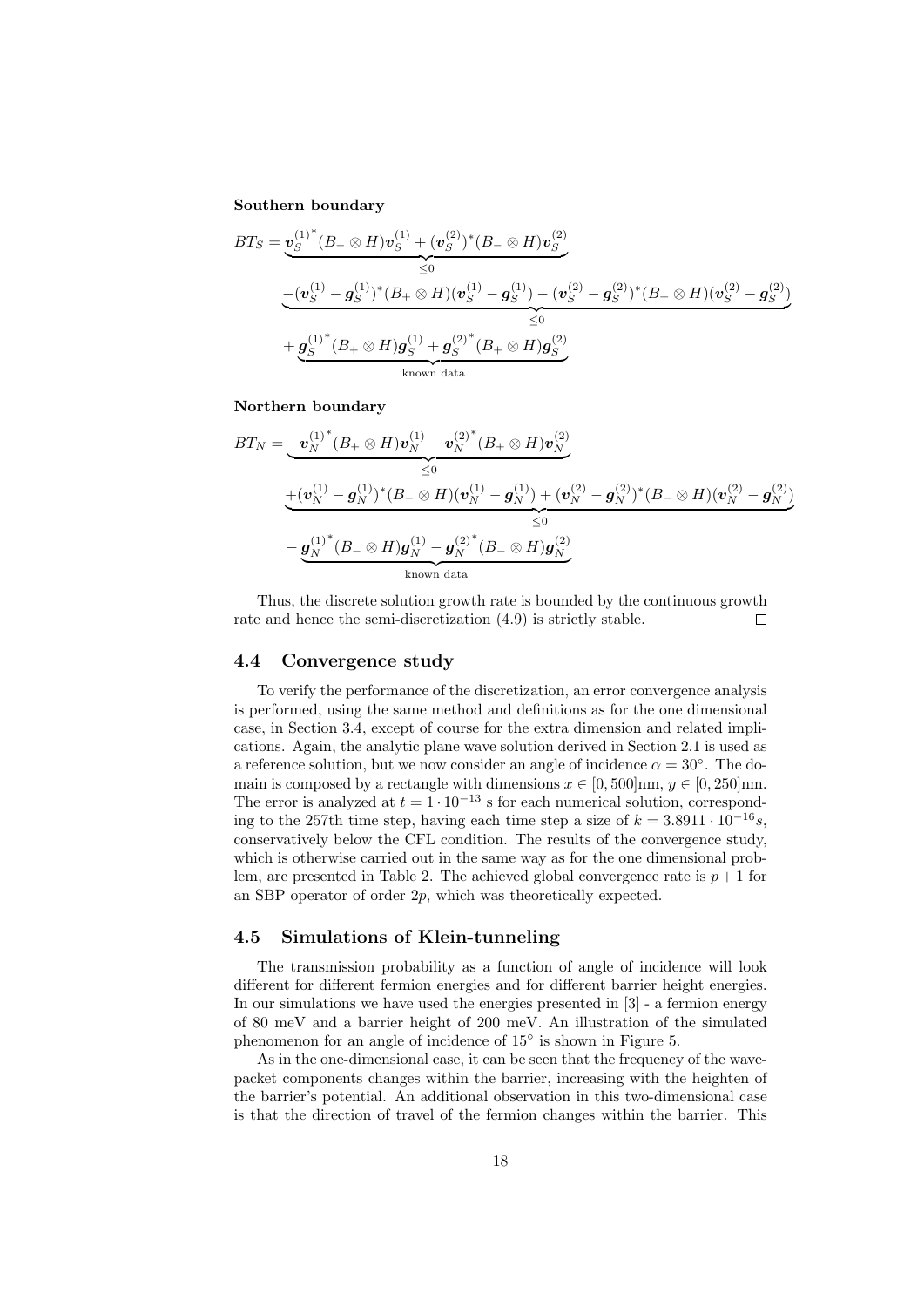**Southern boundary**

$$
\begin{aligned}
BT_S = & \underbrace{\boldsymbol{v}_S^{(1)^*}(B_- \otimes H)\boldsymbol{v}_S^{(1)} + (\boldsymbol{v}_S^{(2)})^*(B_- \otimes H)\boldsymbol{v}_S^{(2)}}_{\leq 0} \\
& \underbrace{-(\boldsymbol{v}_S^{(1)} - \boldsymbol{g}_S^{(1)})^*(B_+ \otimes H)(\boldsymbol{v}_S^{(1)} - \boldsymbol{g}_S^{(1)}) - (\boldsymbol{v}_S^{(2)} - \boldsymbol{g}_S^{(2)})^*(B_+ \otimes H)(\boldsymbol{v}_S^{(2)} - \boldsymbol{g}_S^{(2)})}_{\leq 0} \\
& + \underbrace{\boldsymbol{g}_S^{(1)^*}(B_+ \otimes H)\boldsymbol{g}_S^{(1)} + \boldsymbol{g}_S^{(2)^*}(B_+ \otimes H)\boldsymbol{g}_S^{(2)}}_{\text{known data}}
\end{aligned}
$$

**Northern boundary**

$$
\begin{aligned}
BT_N = & \underbrace{-\boldsymbol{v}_N^{(1)^*}(B_+ \otimes H)\boldsymbol{v}_N^{(1)} - \boldsymbol{v}_N^{(2)^*}(B_+ \otimes H)\boldsymbol{v}_N^{(2)}}_{\leq 0} \\
& \underbrace{+(\boldsymbol{v}_N^{(1)} - \boldsymbol{g}_N^{(1)})^*(B_- \otimes H)(\boldsymbol{v}_N^{(1)} - \boldsymbol{g}_N^{(1)}) + (\boldsymbol{v}_N^{(2)} - \boldsymbol{g}_N^{(2)})^*(B_- \otimes H)(\boldsymbol{v}_N^{(2)} - \boldsymbol{g}_N^{(2)})}_{\leq 0} \\
& - \underbrace{\boldsymbol{g}_N^{(1)^*}(B_- \otimes H)\boldsymbol{g}_N^{(1)} - \boldsymbol{g}_N^{(2)^*}(B_- \otimes H)\boldsymbol{g}_N^{(2)}}_{\text{known data}}
\end{aligned}
$$

Thus, the discrete solution growth rate is bounded by the continuous growth rate and hence the semi-discretization (4.9) is strictly stable. □

## 4.4 Convergence study

To verify the performance of the discretization, an error convergence analysis is performed, using the same method and definitions as for the one dimensional case, in Section 3.4, except of course for the extra dimension and related implications. Again, the analytic plane wave solution derived in Section 2.1 is used as a reference solution, but we now consider an angle of incidence $\alpha = 30^\circ$. The domain is composed by a rectangle with dimensions $x \in [0, 500]$nm, $y \in [0, 250]$nm. The error is analyzed at $t = 1 \cdot 10^{-13}$ s for each numerical solution, corresponding to the 257th time step, having each time step a size of $k = 3.8911 \cdot 10^{-16}s$, conservatively below the CFL condition. The results of the convergence study, which is otherwise carried out in the same way as for the one dimensional problem, are presented in Table 2. The achieved global convergence rate is $p+1$ for an SBP operator of order $2p$, which was theoretically expected.

## 4.5 Simulations of Klein-tunneling

The transmission probability as a function of angle of incidence will look different for different fermion energies and for different barrier height energies. In our simulations we have used the energies presented in [3] - a fermion energy of 80 meV and a barrier height of 200 meV. An illustration of the simulated phenomenon for an angle of incidence of $15^\circ$ is shown in Figure 5.

As in the one-dimensional case, it can be seen that the frequency of the wave-packet components changes within the barrier, increasing with the heighten of the barrier's potential. An additional observation in this two-dimensional case is that the direction of travel of the fermion changes within the barrier. This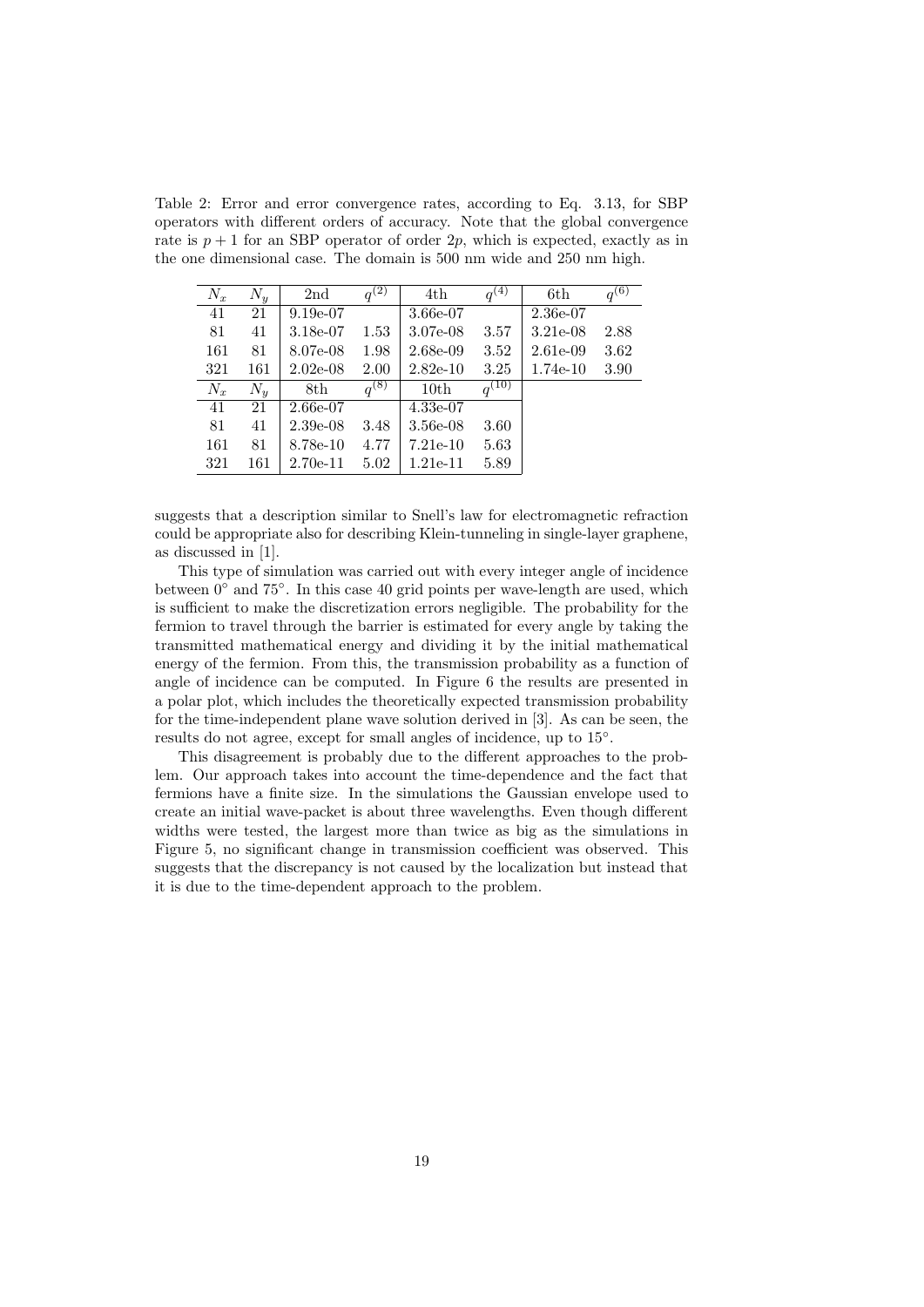Table 2: Error and error convergence rates, according to Eq. 3.13, for SBP operators with different orders of accuracy. Note that the global convergence rate is $p+1$ for an SBP operator of order $2p$, which is expected, exactly as in the one dimensional case. The domain is 500 nm wide and 250 nm high.

| $N_x$ | $N_y$ | 2nd | $q^{(2)}$ | 4th | $q^{(4)}$ | 6th | $q^{(6)}$ |
|---|---|---|---|---|---|---|---|
| 41 | 21 | 9.19e-07 | | 3.66e-07 | | 2.36e-07 | |
| 81 | 41 | 3.18e-07 | 1.53 | 3.07e-08 | 3.57 | 3.21e-08 | 2.88 |
| 161 | 81 | 8.07e-08 | 1.98 | 2.68e-09 | 3.52 | 2.61e-09 | 3.62 |
| 321 | 161 | 2.02e-08 | 2.00 | 2.82e-10 | 3.25 | 1.74e-10 | 3.90 |
| $N_x$ | $N_y$ | 8th | $q^{(8)}$ | 10th | $q^{(10)}$ | | |
| 41 | 21 | 2.66e-07 | | 4.33e-07 | | | |
| 81 | 41 | 2.39e-08 | 3.48 | 3.56e-08 | 3.60 | | |
| 161 | 81 | 8.78e-10 | 4.77 | 7.21e-10 | 5.63 | | |
| 321 | 161 | 2.70e-11 | 5.02 | 1.21e-11 | 5.89 | | |

suggests that a description similar to Snell's law for electromagnetic refraction could be appropriate also for describing Klein-tunneling in single-layer graphene, as discussed in [1].

This type of simulation was carried out with every integer angle of incidence between $0^\circ$ and $75^\circ$. In this case 40 grid points per wave-length are used, which is sufficient to make the discretization errors negligible. The probability for the fermion to travel through the barrier is estimated for every angle by taking the transmitted mathematical energy and dividing it by the initial mathematical energy of the fermion. From this, the transmission probability as a function of angle of incidence can be computed. In Figure 6 the results are presented in a polar plot, which includes the theoretically expected transmission probability for the time-independent plane wave solution derived in [3]. As can be seen, the results do not agree, except for small angles of incidence, up to $15^\circ$.

This disagreement is probably due to the different approaches to the problem. Our approach takes into account the time-dependence and the fact that fermions have a finite size. In the simulations the Gaussian envelope used to create an initial wave-packet is about three wavelengths. Even though different widths were tested, the largest more than twice as big as the simulations in Figure 5, no significant change in transmission coefficient was observed. This suggests that the discrepancy is not caused by the localization but instead that it is due to the time-dependent approach to the problem.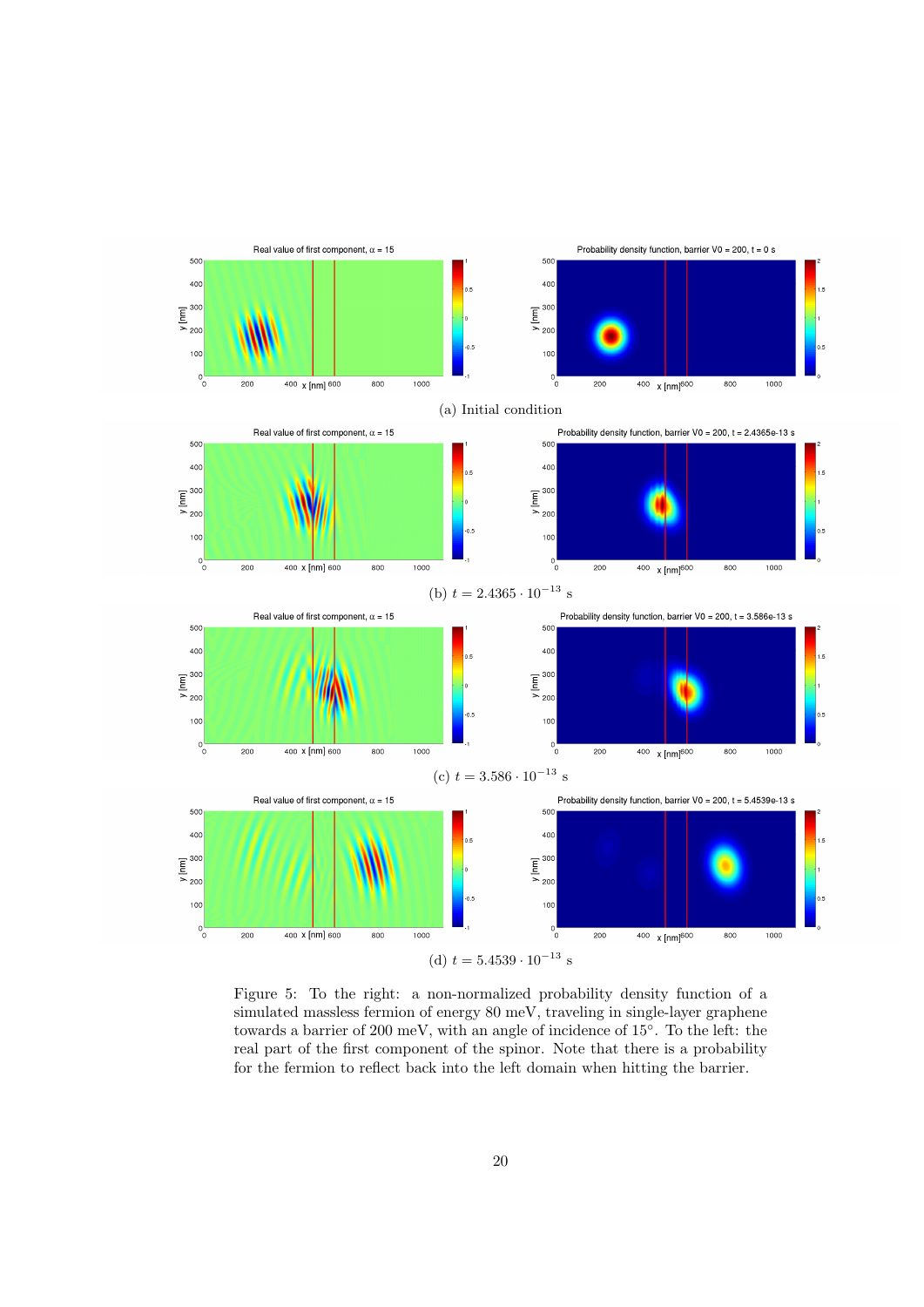(a) Initial condition

(b) $t = 2.4365 \cdot 10^{-13}$ s

(c) $t = 3.586 \cdot 10^{-13}$ s

(d) $t = 5.4539 \cdot 10^{-13}$ s

Figure 5: To the right: a non-normalized probability density function of a simulated massless fermion of energy 80 meV, traveling in single-layer graphene towards a barrier of 200 meV, with an angle of incidence of 15°. To the left: the real part of the first component of the spinor. Note that there is a probability for the fermion to reflect back into the left domain when hitting the barrier.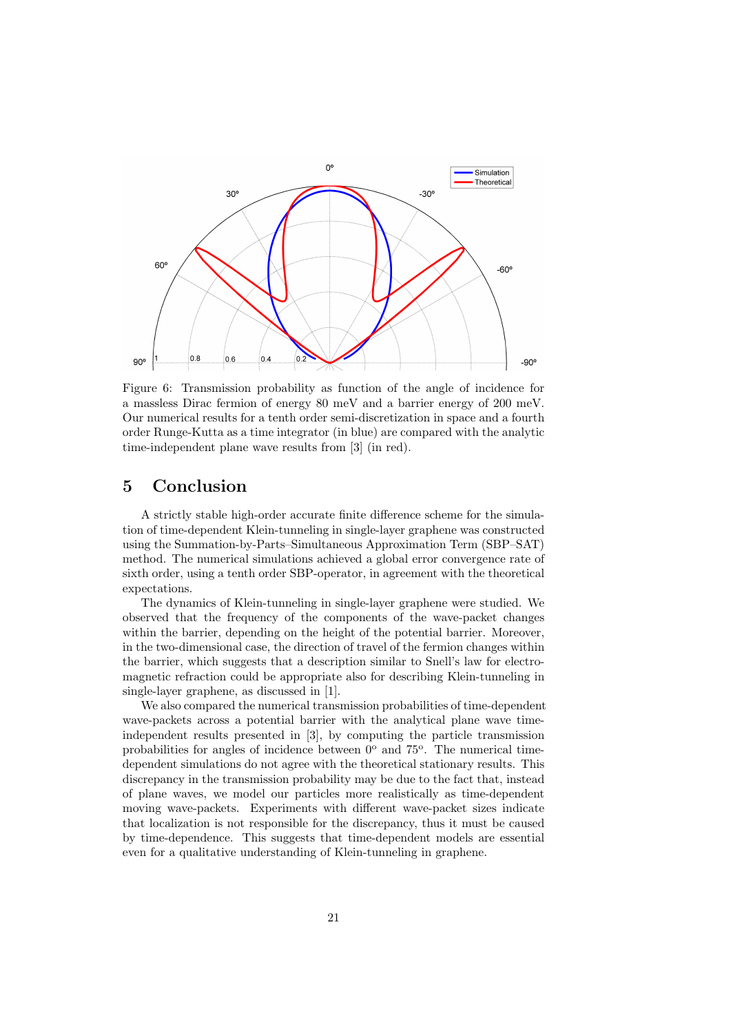Figure 6: Transmission probability as function of the angle of incidence for a massless Dirac fermion of energy 80 meV and a barrier energy of 200 meV. Our numerical results for a tenth order semi-discretization in space and a fourth order Runge-Kutta as a time integrator (in blue) are compared with the analytic time-independent plane wave results from [3] (in red).

## 5 Conclusion

A strictly stable high-order accurate finite difference scheme for the simulation of time-dependent Klein-tunneling in single-layer graphene was constructed using the Summation-by-Parts–Simultaneous Approximation Term (SBP–SAT) method. The numerical simulations achieved a global error convergence rate of sixth order, using a tenth order SBP-operator, in agreement with the theoretical expectations.

The dynamics of Klein-tunneling in single-layer graphene were studied. We observed that the frequency of the components of the wave-packet changes within the barrier, depending on the height of the potential barrier. Moreover, in the two-dimensional case, the direction of travel of the fermion changes within the barrier, which suggests that a description similar to Snell's law for electromagnetic refraction could be appropriate also for describing Klein-tunneling in single-layer graphene, as discussed in [1].

We also compared the numerical transmission probabilities of time-dependent wave-packets across a potential barrier with the analytical plane wave time-independent results presented in [3], by computing the particle transmission probabilities for angles of incidence between $0^{\circ}$ and $75^{\circ}$. The numerical time-dependent simulations do not agree with the theoretical stationary results. This discrepancy in the transmission probability may be due to the fact that, instead of plane waves, we model our particles more realistically as time-dependent moving wave-packets. Experiments with different wave-packet sizes indicate that localization is not responsible for the discrepancy, thus it must be caused by time-dependence. This suggests that time-dependent models are essential even for a qualitative understanding of Klein-tunneling in graphene.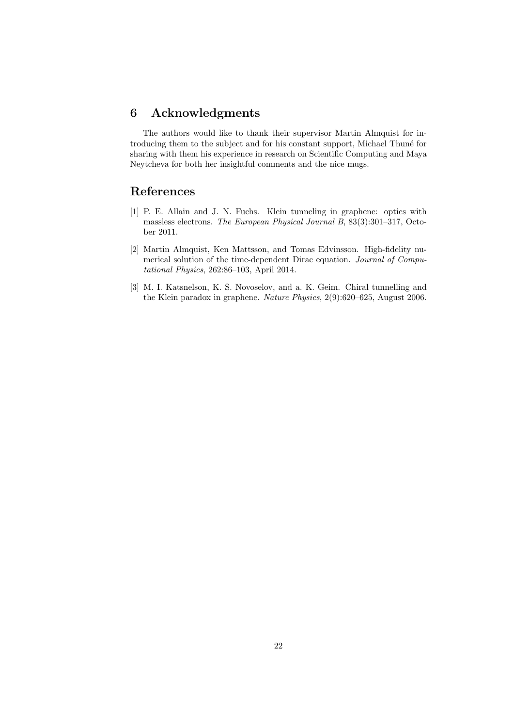# 6 Acknowledgments

The authors would like to thank their supervisor Martin Almquist for introducing them to the subject and for his constant support, Michael Thuné for sharing with them his experience in research on Scientific Computing and Maya Neytcheva for both her insightful comments and the nice mugs.

# References

[1] P. E. Allain and J. N. Fuchs. Klein tunneling in graphene: optics with massless electrons. *The European Physical Journal B*, 83(3):301–317, October 2011.

[2] Martin Almquist, Ken Mattsson, and Tomas Edvinsson. High-fidelity numerical solution of the time-dependent Dirac equation. *Journal of Computational Physics*, 262:86–103, April 2014.

[3] M. I. Katsnelson, K. S. Novoselov, and a. K. Geim. Chiral tunnelling and the Klein paradox in graphene. *Nature Physics*, 2(9):620–625, August 2006.